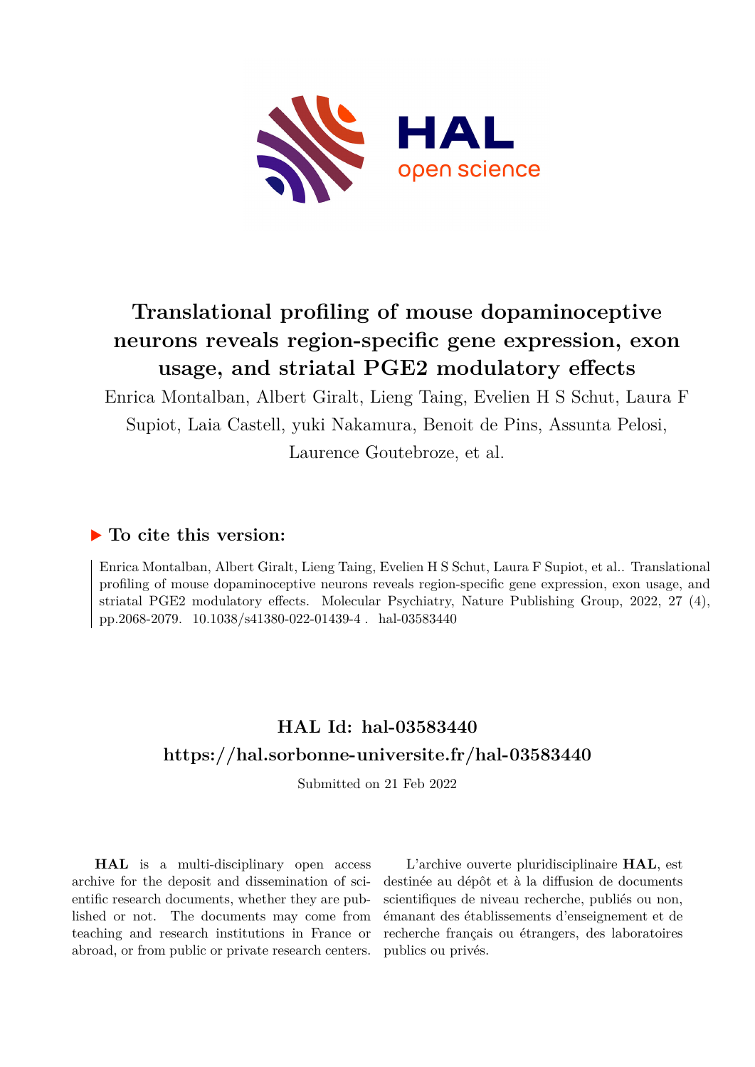# Translational profiling of mouse dopaminoceptive neurons reveals region-specific gene expression, exon usage, and striatal PGE2 modulatory effects

Enrica Montalban, Albert Giralt, Lieng Taing, Evelien H S Schut, Laura F Supiot, Laia Castell, yuki Nakamura, Benoit de Pins, Assunta Pelosi, Laurence Goutebroze, et al.

## ▶ To cite this version:

Enrica Montalban, Albert Giralt, Lieng Taing, Evelien H S Schut, Laura F Supiot, et al.. Translational profiling of mouse dopaminoceptive neurons reveals region-specific gene expression, exon usage, and striatal PGE2 modulatory effects. Molecular Psychiatry, Nature Publishing Group, 2022, 27 (4), pp.2068-2079. 10.1038/s41380-022-01439-4 . hal-03583440

## HAL Id: hal-03583440

## https://hal.sorbonne-universite.fr/hal-03583440

Submitted on 21 Feb 2022

**HAL** is a multi-disciplinary open access archive for the deposit and dissemination of scientific research documents, whether they are published or not. The documents may come from teaching and research institutions in France or abroad, or from public or private research centers.

L'archive ouverte pluridisciplinaire **HAL**, est destinée au dépôt et à la diffusion de documents scientifiques de niveau recherche, publiés ou non, émanant des établissements d'enseignement et de recherche français ou étrangers, des laboratoires publics ou privés.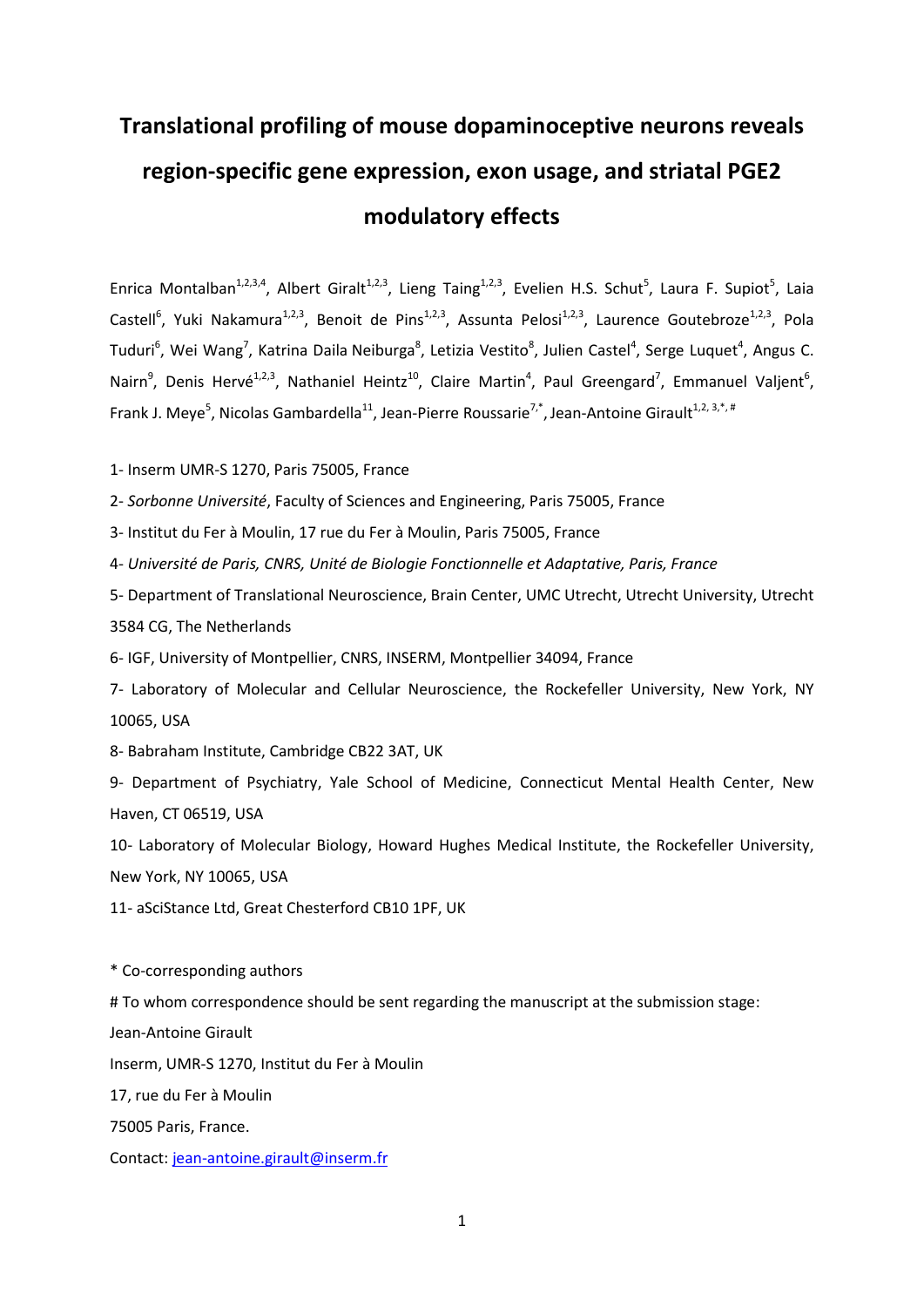# Translational profiling of mouse dopaminoceptive neurons reveals region-specific gene expression, exon usage, and striatal PGE2 modulatory effects

Enrica Montalban[1,2,3,4], Albert Giralt[1,2,3], Lieng Taing[1,2,3], Evelien H.S. Schut[5], Laura F. Supiot[5], Laia Castell[6], Yuki Nakamura[1,2,3], Benoit de Pins[1,2,3], Assunta Pelosi[1,2,3], Laurence Goutebroze[1,2,3], Pola Tuduri[6], Wei Wang[7], Katrina Daila Neiburga[8], Letizia Vestito[8], Julien Castel[4], Serge Luquet[4], Angus C. Nairn[9], Denis Hervé[1,2,3], Nathaniel Heintz[10], Claire Martin[4], Paul Greengard[7], Emmanuel Valjent[6], Frank J. Meye[5], Nicolas Gambardella[11], Jean-Pierre Roussarie[7,*], Jean-Antoine Girault[1,2,3,*,#]

1- Inserm UMR-S 1270, Paris 75005, France

2- *Sorbonne Université*, Faculty of Sciences and Engineering, Paris 75005, France

3- Institut du Fer à Moulin, 17 rue du Fer à Moulin, Paris 75005, France

4- *Université de Paris, CNRS, Unité de Biologie Fonctionnelle et Adaptative, Paris, France*

5- Department of Translational Neuroscience, Brain Center, UMC Utrecht, Utrecht University, Utrecht 3584 CG, The Netherlands

6- IGF, University of Montpellier, CNRS, INSERM, Montpellier 34094, France

7- Laboratory of Molecular and Cellular Neuroscience, the Rockefeller University, New York, NY 10065, USA

8- Babraham Institute, Cambridge CB22 3AT, UK

9- Department of Psychiatry, Yale School of Medicine, Connecticut Mental Health Center, New Haven, CT 06519, USA

10- Laboratory of Molecular Biology, Howard Hughes Medical Institute, the Rockefeller University, New York, NY 10065, USA

11- aSciStance Ltd, Great Chesterford CB10 1PF, UK

\* Co-corresponding authors

\# To whom correspondence should be sent regarding the manuscript at the submission stage:

Jean-Antoine Girault

Inserm, UMR-S 1270, Institut du Fer à Moulin

17, rue du Fer à Moulin

75005 Paris, France.

Contact: jean-antoine.girault@inserm.fr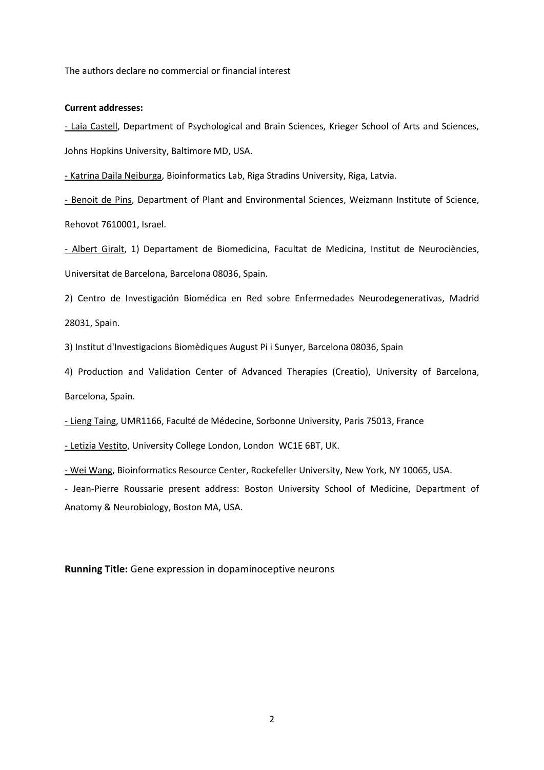The authors declare no commercial or financial interest

**Current addresses:**

- Laia Castell, Department of Psychological and Brain Sciences, Krieger School of Arts and Sciences, Johns Hopkins University, Baltimore MD, USA.

- Katrina Daila Neiburga, Bioinformatics Lab, Riga Stradins University, Riga, Latvia.

- Benoit de Pins, Department of Plant and Environmental Sciences, Weizmann Institute of Science, Rehovot 7610001, Israel.

- Albert Giralt, 1) Departament de Biomedicina, Facultat de Medicina, Institut de Neurociències, Universitat de Barcelona, Barcelona 08036, Spain.

2) Centro de Investigación Biomédica en Red sobre Enfermedades Neurodegenerativas, Madrid 28031, Spain.

3) Institut d'Investigacions Biomèdiques August Pi i Sunyer, Barcelona 08036, Spain

4) Production and Validation Center of Advanced Therapies (Creatio), University of Barcelona, Barcelona, Spain.

- Lieng Taing, UMR1166, Faculté de Médecine, Sorbonne University, Paris 75013, France

- Letizia Vestito, University College London, London WC1E 6BT, UK.

- Wei Wang, Bioinformatics Resource Center, Rockefeller University, New York, NY 10065, USA.

- Jean-Pierre Roussarie present address: Boston University School of Medicine, Department of Anatomy & Neurobiology, Boston MA, USA.

**Running Title:** Gene expression in dopaminoceptive neurons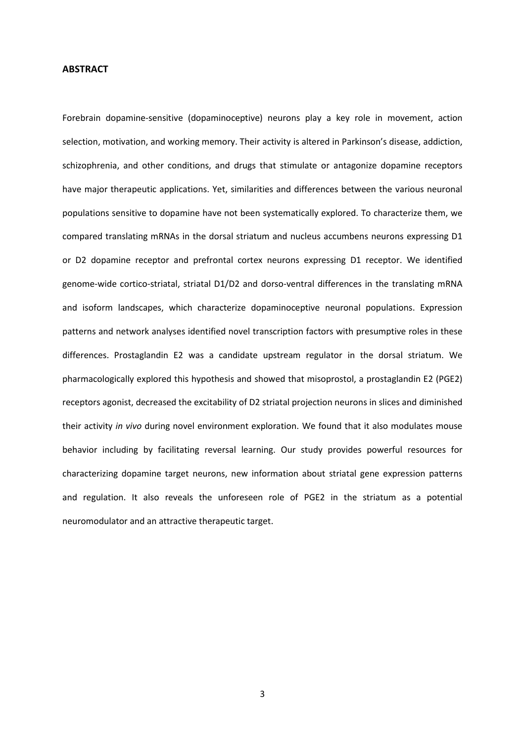## ABSTRACT

Forebrain dopamine-sensitive (dopaminoceptive) neurons play a key role in movement, action selection, motivation, and working memory. Their activity is altered in Parkinson's disease, addiction, schizophrenia, and other conditions, and drugs that stimulate or antagonize dopamine receptors have major therapeutic applications. Yet, similarities and differences between the various neuronal populations sensitive to dopamine have not been systematically explored. To characterize them, we compared translating mRNAs in the dorsal striatum and nucleus accumbens neurons expressing D1 or D2 dopamine receptor and prefrontal cortex neurons expressing D1 receptor. We identified genome-wide cortico-striatal, striatal D1/D2 and dorso-ventral differences in the translating mRNA and isoform landscapes, which characterize dopaminoceptive neuronal populations. Expression patterns and network analyses identified novel transcription factors with presumptive roles in these differences. Prostaglandin E2 was a candidate upstream regulator in the dorsal striatum. We pharmacologically explored this hypothesis and showed that misoprostol, a prostaglandin E2 (PGE2) receptors agonist, decreased the excitability of D2 striatal projection neurons in slices and diminished their activity *in vivo* during novel environment exploration. We found that it also modulates mouse behavior including by facilitating reversal learning. Our study provides powerful resources for characterizing dopamine target neurons, new information about striatal gene expression patterns and regulation. It also reveals the unforeseen role of PGE2 in the striatum as a potential neuromodulator and an attractive therapeutic target.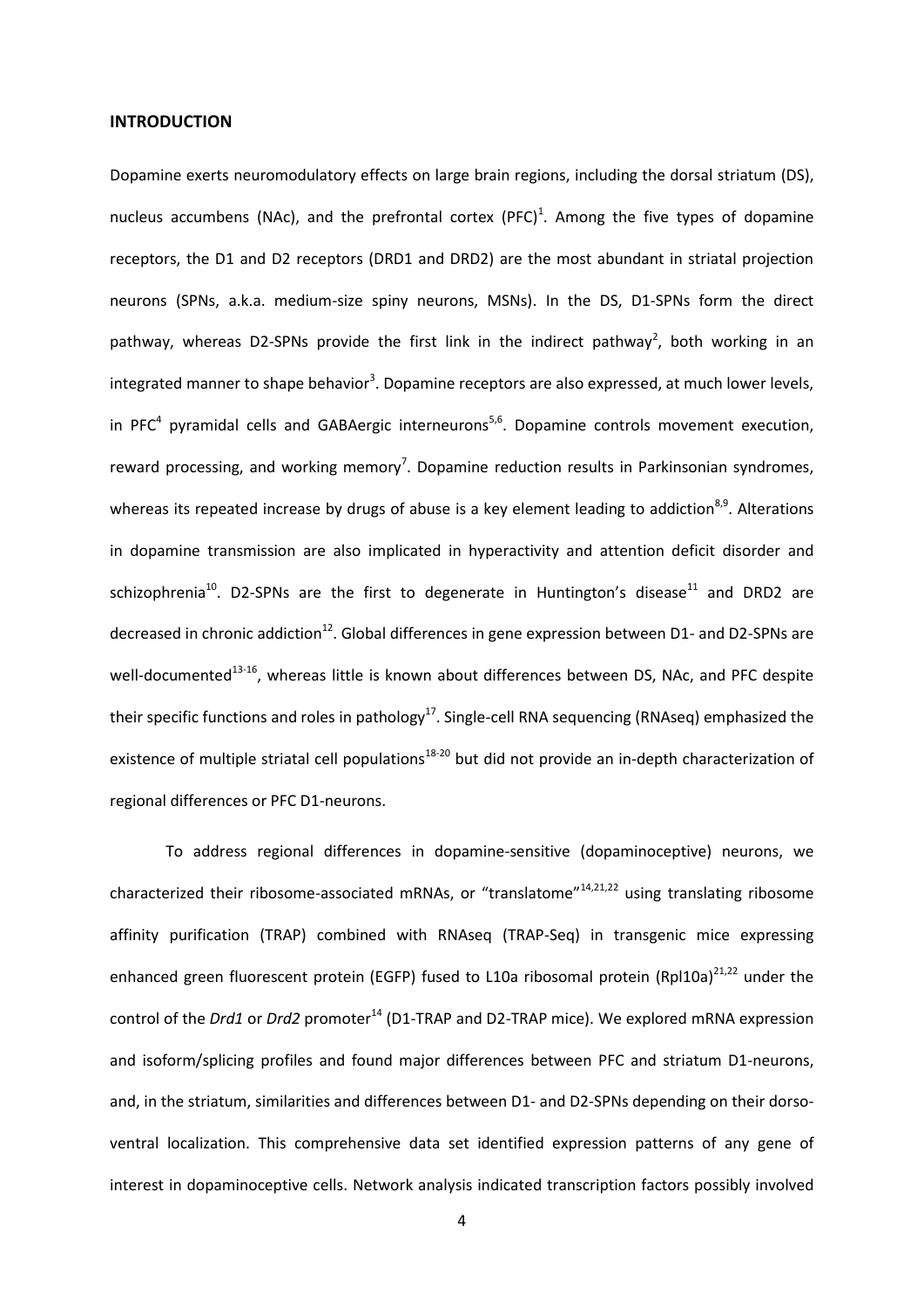## INTRODUCTION

Dopamine exerts neuromodulatory effects on large brain regions, including the dorsal striatum (DS), nucleus accumbens (NAc), and the prefrontal cortex (PFC)[1]. Among the five types of dopamine receptors, the D1 and D2 receptors (DRD1 and DRD2) are the most abundant in striatal projection neurons (SPNs, a.k.a. medium-size spiny neurons, MSNs). In the DS, D1-SPNs form the direct pathway, whereas D2-SPNs provide the first link in the indirect pathway[2], both working in an integrated manner to shape behavior[3]. Dopamine receptors are also expressed, at much lower levels, in PFC[4] pyramidal cells and GABAergic interneurons[5,6]. Dopamine controls movement execution, reward processing, and working memory[7]. Dopamine reduction results in Parkinsonian syndromes, whereas its repeated increase by drugs of abuse is a key element leading to addiction[8,9]. Alterations in dopamine transmission are also implicated in hyperactivity and attention deficit disorder and schizophrenia[10]. D2-SPNs are the first to degenerate in Huntington's disease[11] and DRD2 are decreased in chronic addiction[12]. Global differences in gene expression between D1- and D2-SPNs are well-documented[13-16], whereas little is known about differences between DS, NAc, and PFC despite their specific functions and roles in pathology[17]. Single-cell RNA sequencing (RNAseq) emphasized the existence of multiple striatal cell populations[18-20] but did not provide an in-depth characterization of regional differences or PFC D1-neurons.

To address regional differences in dopamine-sensitive (dopaminoceptive) neurons, we characterized their ribosome-associated mRNAs, or "translatome"[14,21,22] using translating ribosome affinity purification (TRAP) combined with RNAseq (TRAP-Seq) in transgenic mice expressing enhanced green fluorescent protein (EGFP) fused to L10a ribosomal protein (Rpl10a)[21,22] under the control of the *Drd1* or *Drd2* promoter[14] (D1-TRAP and D2-TRAP mice). We explored mRNA expression and isoform/splicing profiles and found major differences between PFC and striatum D1-neurons, and, in the striatum, similarities and differences between D1- and D2-SPNs depending on their dorso-ventral localization. This comprehensive data set identified expression patterns of any gene of interest in dopaminoceptive cells. Network analysis indicated transcription factors possibly involved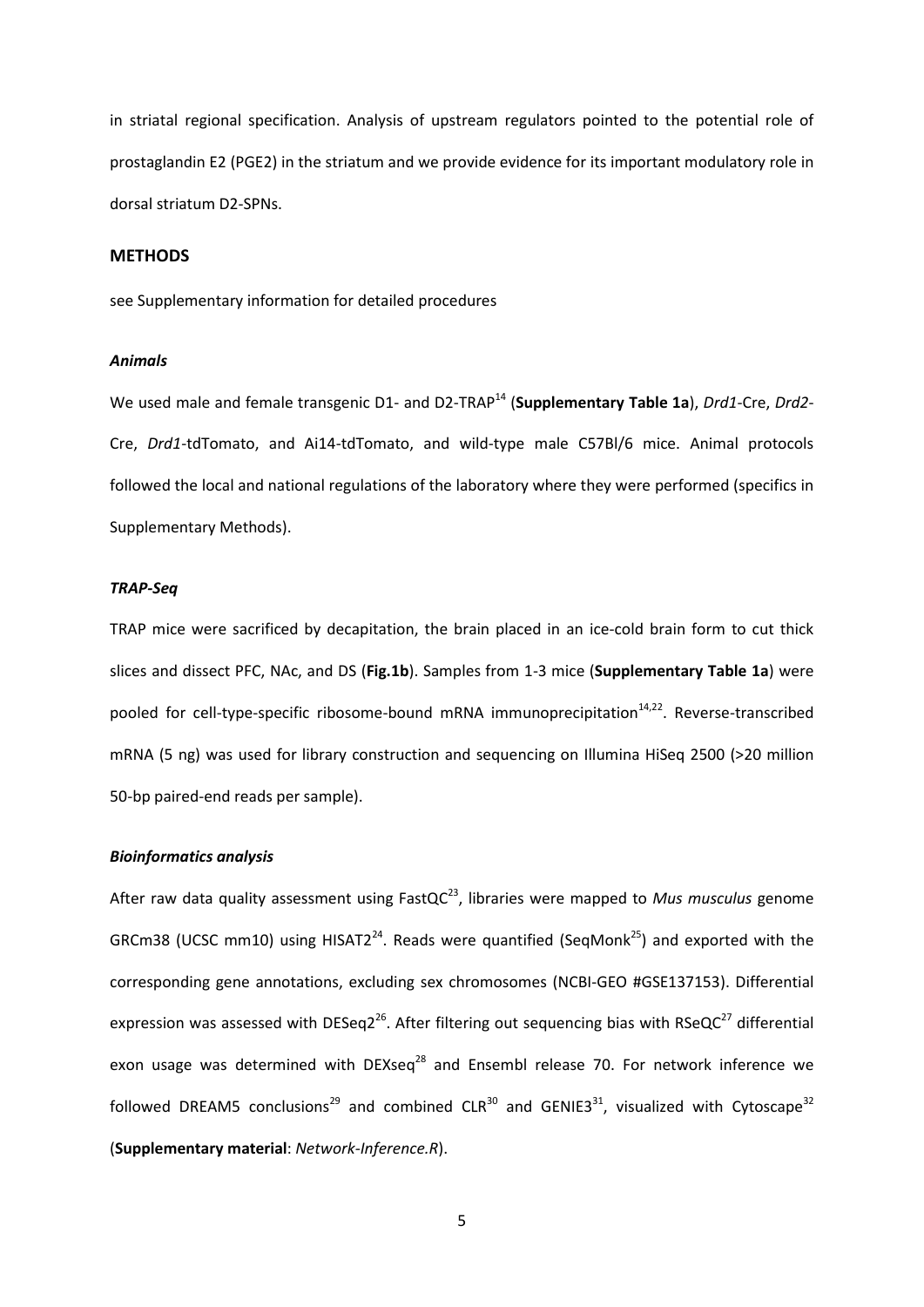in striatal regional specification. Analysis of upstream regulators pointed to the potential role of prostaglandin E2 (PGE2) in the striatum and we provide evidence for its important modulatory role in dorsal striatum D2-SPNs.

## METHODS

see Supplementary information for detailed procedures

### *Animals*

We used male and female transgenic D1- and D2-TRAP[14] (**Supplementary Table 1a**), *Drd1*-Cre, *Drd2*-Cre, *Drd1*-tdTomato, and Ai14-tdTomato, and wild-type male C57Bl/6 mice. Animal protocols followed the local and national regulations of the laboratory where they were performed (specifics in Supplementary Methods).

### *TRAP-Seq*

TRAP mice were sacrificed by decapitation, the brain placed in an ice-cold brain form to cut thick slices and dissect PFC, NAc, and DS (**Fig.1b**). Samples from 1-3 mice (**Supplementary Table 1a**) were pooled for cell-type-specific ribosome-bound mRNA immunoprecipitation[14,22]. Reverse-transcribed mRNA (5 ng) was used for library construction and sequencing on Illumina HiSeq 2500 (>20 million 50-bp paired-end reads per sample).

### *Bioinformatics analysis*

After raw data quality assessment using FastQC[23], libraries were mapped to *Mus musculus* genome GRCm38 (UCSC mm10) using HISAT2[24]. Reads were quantified (SeqMonk[25]) and exported with the corresponding gene annotations, excluding sex chromosomes (NCBI-GEO #GSE137153). Differential expression was assessed with DESeq2[26]. After filtering out sequencing bias with RSeQC[27] differential exon usage was determined with DEXseq[28] and Ensembl release 70. For network inference we followed DREAM5 conclusions[29] and combined CLR[30] and GENIE3[31], visualized with Cytoscape[32] (**Supplementary material**: *Network-Inference.R*).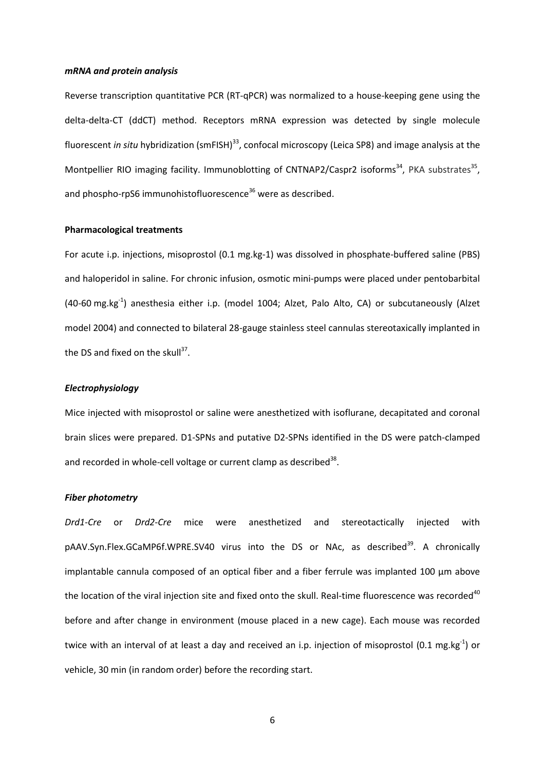### *mRNA and protein analysis*

Reverse transcription quantitative PCR (RT-qPCR) was normalized to a house-keeping gene using the delta-delta-CT (ddCT) method. Receptors mRNA expression was detected by single molecule fluorescent *in situ* hybridization (smFISH)[33], confocal microscopy (Leica SP8) and image analysis at the Montpellier RIO imaging facility. Immunoblotting of CNTNAP2/Caspr2 isoforms[34], PKA substrates[35], and phospho-rpS6 immunohistofluorescence[36] were as described.

### **Pharmacological treatments**

For acute i.p. injections, misoprostol (0.1 mg.kg-1) was dissolved in phosphate-buffered saline (PBS) and haloperidol in saline. For chronic infusion, osmotic mini-pumps were placed under pentobarbital (40-60 mg.kg$^{-1}$) anesthesia either i.p. (model 1004; Alzet, Palo Alto, CA) or subcutaneously (Alzet model 2004) and connected to bilateral 28-gauge stainless steel cannulas stereotaxically implanted in the DS and fixed on the skull[37].

### *Electrophysiology*

Mice injected with misoprostol or saline were anesthetized with isoflurane, decapitated and coronal brain slices were prepared. D1-SPNs and putative D2-SPNs identified in the DS were patch-clamped and recorded in whole-cell voltage or current clamp as described[38].

### *Fiber photometry*

*Drd1-Cre* or *Drd2-Cre* mice were anesthetized and stereotactically injected with pAAV.Syn.Flex.GCaMP6f.WPRE.SV40 virus into the DS or NAc, as described[39]. A chronically implantable cannula composed of an optical fiber and a fiber ferrule was implanted 100 µm above the location of the viral injection site and fixed onto the skull. Real-time fluorescence was recorded[40] before and after change in environment (mouse placed in a new cage). Each mouse was recorded twice with an interval of at least a day and received an i.p. injection of misoprostol (0.1 mg.kg$^{-1}$) or vehicle, 30 min (in random order) before the recording start.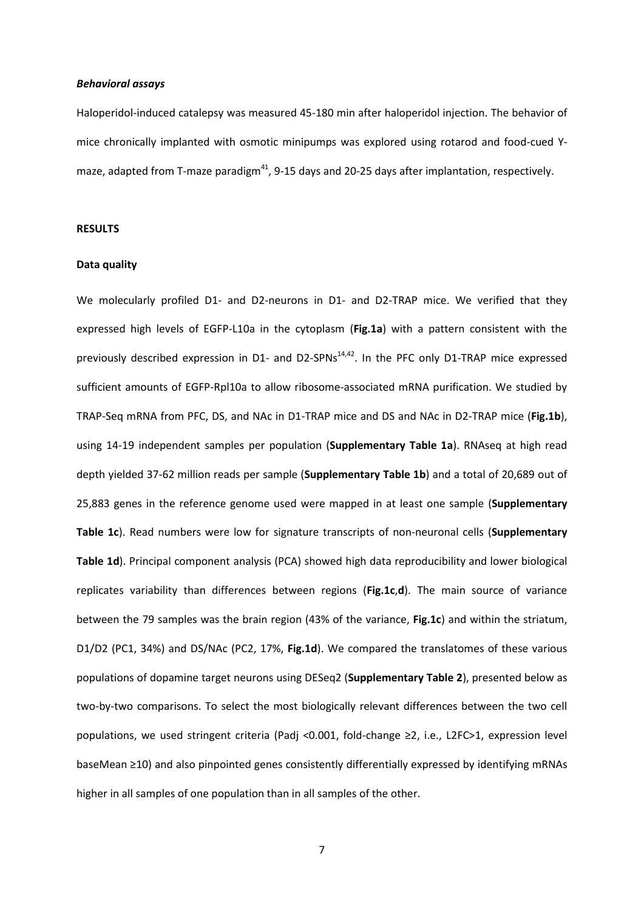### *Behavioral assays*

Haloperidol-induced catalepsy was measured 45-180 min after haloperidol injection. The behavior of mice chronically implanted with osmotic minipumps was explored using rotarod and food-cued Y-maze, adapted from T-maze paradigm[41], 9-15 days and 20-25 days after implantation, respectively.

## RESULTS

### Data quality

We molecularly profiled D1- and D2-neurons in D1- and D2-TRAP mice. We verified that they expressed high levels of EGFP-L10a in the cytoplasm (**Fig.1a**) with a pattern consistent with the previously described expression in D1- and D2-SPNs[14,42]. In the PFC only D1-TRAP mice expressed sufficient amounts of EGFP-Rpl10a to allow ribosome-associated mRNA purification. We studied by TRAP-Seq mRNA from PFC, DS, and NAc in D1-TRAP mice and DS and NAc in D2-TRAP mice (**Fig.1b**), using 14-19 independent samples per population (**Supplementary Table 1a**). RNAseq at high read depth yielded 37-62 million reads per sample (**Supplementary Table 1b**) and a total of 20,689 out of 25,883 genes in the reference genome used were mapped in at least one sample (**Supplementary Table 1c**). Read numbers were low for signature transcripts of non-neuronal cells (**Supplementary Table 1d**). Principal component analysis (PCA) showed high data reproducibility and lower biological replicates variability than differences between regions (**Fig.1c**,**d**). The main source of variance between the 79 samples was the brain region (43% of the variance, **Fig.1c**) and within the striatum, D1/D2 (PC1, 34%) and DS/NAc (PC2, 17%, **Fig.1d**). We compared the translatomes of these various populations of dopamine target neurons using DESeq2 (**Supplementary Table 2**), presented below as two-by-two comparisons. To select the most biologically relevant differences between the two cell populations, we used stringent criteria (Padj <0.001, fold-change ≥2, i.e., L2FC>1, expression level baseMean ≥10) and also pinpointed genes consistently differentially expressed by identifying mRNAs higher in all samples of one population than in all samples of the other.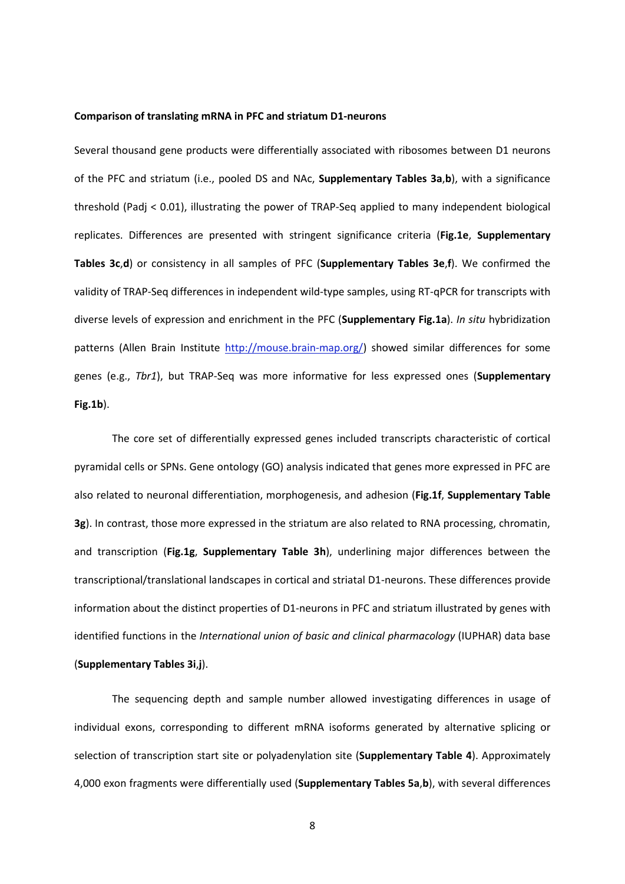**Comparison of translating mRNA in PFC and striatum D1-neurons**

Several thousand gene products were differentially associated with ribosomes between D1 neurons of the PFC and striatum (i.e., pooled DS and NAc, **Supplementary Tables 3a**,**b**), with a significance threshold (Padj < 0.01), illustrating the power of TRAP-Seq applied to many independent biological replicates. Differences are presented with stringent significance criteria (**Fig.1e**, **Supplementary Tables 3c**,**d**) or consistency in all samples of PFC (**Supplementary Tables 3e**,**f**). We confirmed the validity of TRAP-Seq differences in independent wild-type samples, using RT-qPCR for transcripts with diverse levels of expression and enrichment in the PFC (**Supplementary Fig.1a**). *In situ* hybridization patterns (Allen Brain Institute http://mouse.brain-map.org/) showed similar differences for some genes (e.g., *Tbr1*), but TRAP-Seq was more informative for less expressed ones (**Supplementary Fig.1b**).

The core set of differentially expressed genes included transcripts characteristic of cortical pyramidal cells or SPNs. Gene ontology (GO) analysis indicated that genes more expressed in PFC are also related to neuronal differentiation, morphogenesis, and adhesion (**Fig.1f**, **Supplementary Table 3g**). In contrast, those more expressed in the striatum are also related to RNA processing, chromatin, and transcription (**Fig.1g**, **Supplementary Table 3h**), underlining major differences between the transcriptional/translational landscapes in cortical and striatal D1-neurons. These differences provide information about the distinct properties of D1-neurons in PFC and striatum illustrated by genes with identified functions in the *International union of basic and clinical pharmacology* (IUPHAR) data base (**Supplementary Tables 3i**,**j**).

The sequencing depth and sample number allowed investigating differences in usage of individual exons, corresponding to different mRNA isoforms generated by alternative splicing or selection of transcription start site or polyadenylation site (**Supplementary Table 4**). Approximately 4,000 exon fragments were differentially used (**Supplementary Tables 5a**,**b**), with several differences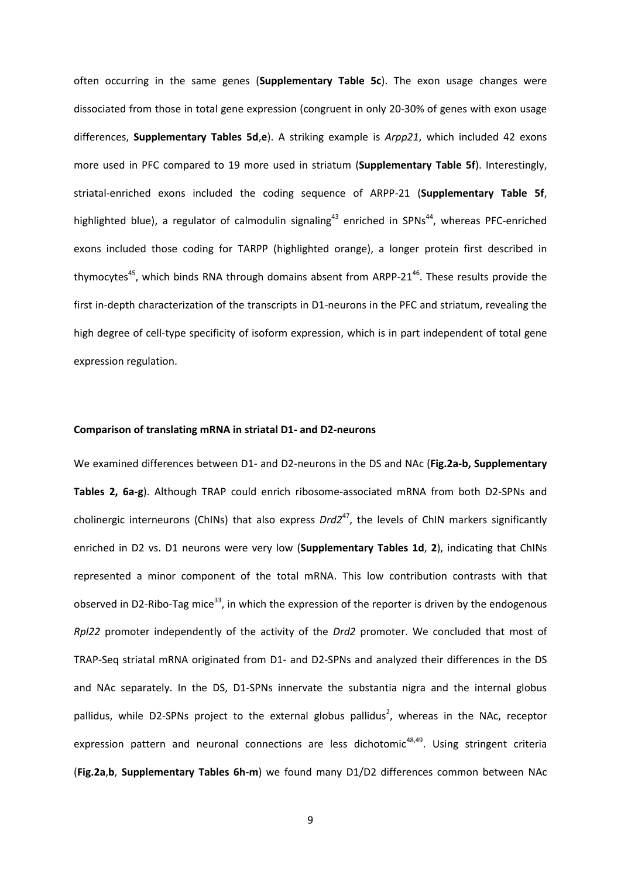often occurring in the same genes (**Supplementary Table 5c**). The exon usage changes were dissociated from those in total gene expression (congruent in only 20-30% of genes with exon usage differences, **Supplementary Tables 5d**,**e**). A striking example is *Arpp21*, which included 42 exons more used in PFC compared to 19 more used in striatum (**Supplementary Table 5f**). Interestingly, striatal-enriched exons included the coding sequence of ARPP-21 (**Supplementary Table 5f**, highlighted blue), a regulator of calmodulin signaling[43] enriched in SPNs[44], whereas PFC-enriched exons included those coding for TARPP (highlighted orange), a longer protein first described in thymocytes[45], which binds RNA through domains absent from ARPP-21[46]. These results provide the first in-depth characterization of the transcripts in D1-neurons in the PFC and striatum, revealing the high degree of cell-type specificity of isoform expression, which is in part independent of total gene expression regulation.

**Comparison of translating mRNA in striatal D1- and D2-neurons**

We examined differences between D1- and D2-neurons in the DS and NAc (**Fig.2a-b, Supplementary Tables 2, 6a-g**). Although TRAP could enrich ribosome-associated mRNA from both D2-SPNs and cholinergic interneurons (ChINs) that also express *Drd2*[47], the levels of ChIN markers significantly enriched in D2 vs. D1 neurons were very low (**Supplementary Tables 1d**, **2**), indicating that ChINs represented a minor component of the total mRNA. This low contribution contrasts with that observed in D2-Ribo-Tag mice[33], in which the expression of the reporter is driven by the endogenous *Rpl22* promoter independently of the activity of the *Drd2* promoter. We concluded that most of TRAP-Seq striatal mRNA originated from D1- and D2-SPNs and analyzed their differences in the DS and NAc separately. In the DS, D1-SPNs innervate the substantia nigra and the internal globus pallidus, while D2-SPNs project to the external globus pallidus[2], whereas in the NAc, receptor expression pattern and neuronal connections are less dichotomic[48,49]. Using stringent criteria (**Fig.2a**,**b**, **Supplementary Tables 6h-m**) we found many D1/D2 differences common between NAc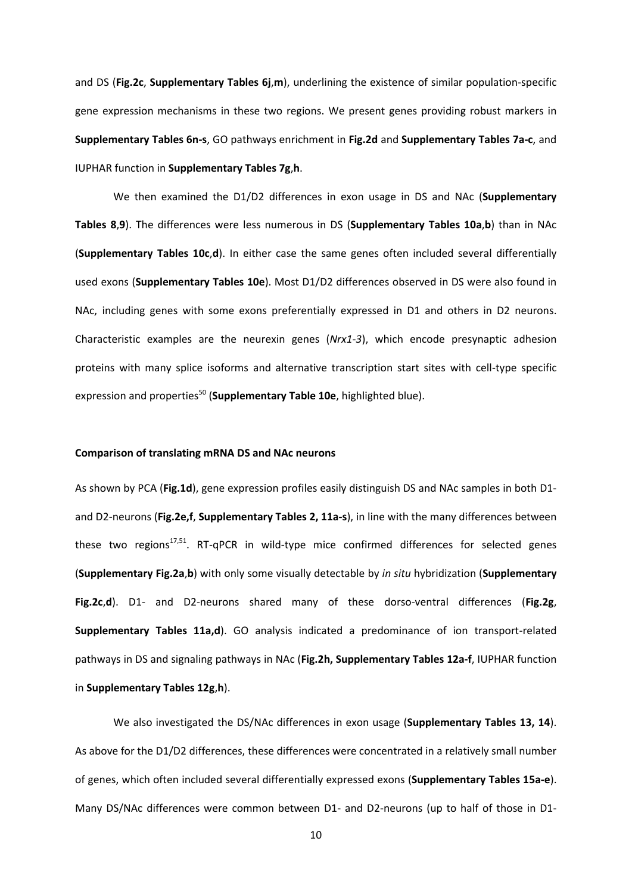and DS (**Fig.2c**, **Supplementary Tables 6j**,**m**), underlining the existence of similar population-specific gene expression mechanisms in these two regions. We present genes providing robust markers in **Supplementary Tables 6n-s**, GO pathways enrichment in **Fig.2d** and **Supplementary Tables 7a-c**, and IUPHAR function in **Supplementary Tables 7g**,**h**.

We then examined the D1/D2 differences in exon usage in DS and NAc (**Supplementary Tables 8**,**9**). The differences were less numerous in DS (**Supplementary Tables 10a**,**b**) than in NAc (**Supplementary Tables 10c**,**d**). In either case the same genes often included several differentially used exons (**Supplementary Tables 10e**). Most D1/D2 differences observed in DS were also found in NAc, including genes with some exons preferentially expressed in D1 and others in D2 neurons. Characteristic examples are the neurexin genes (*Nrx1-3*), which encode presynaptic adhesion proteins with many splice isoforms and alternative transcription start sites with cell-type specific expression and properties[50] (**Supplementary Table 10e**, highlighted blue).

**Comparison of translating mRNA DS and NAc neurons**

As shown by PCA (**Fig.1d**), gene expression profiles easily distinguish DS and NAc samples in both D1- and D2-neurons (**Fig.2e,f**, **Supplementary Tables 2, 11a-s**), in line with the many differences between these two regions[17,51]. RT-qPCR in wild-type mice confirmed differences for selected genes (**Supplementary Fig.2a**,**b**) with only some visually detectable by *in situ* hybridization (**Supplementary Fig.2c**,**d**). D1- and D2-neurons shared many of these dorso-ventral differences (**Fig.2g**, **Supplementary Tables 11a,d**). GO analysis indicated a predominance of ion transport-related pathways in DS and signaling pathways in NAc (**Fig.2h, Supplementary Tables 12a-f**, IUPHAR function in **Supplementary Tables 12g**,**h**).

We also investigated the DS/NAc differences in exon usage (**Supplementary Tables 13, 14**). As above for the D1/D2 differences, these differences were concentrated in a relatively small number of genes, which often included several differentially expressed exons (**Supplementary Tables 15a-e**). Many DS/NAc differences were common between D1- and D2-neurons (up to half of those in D1-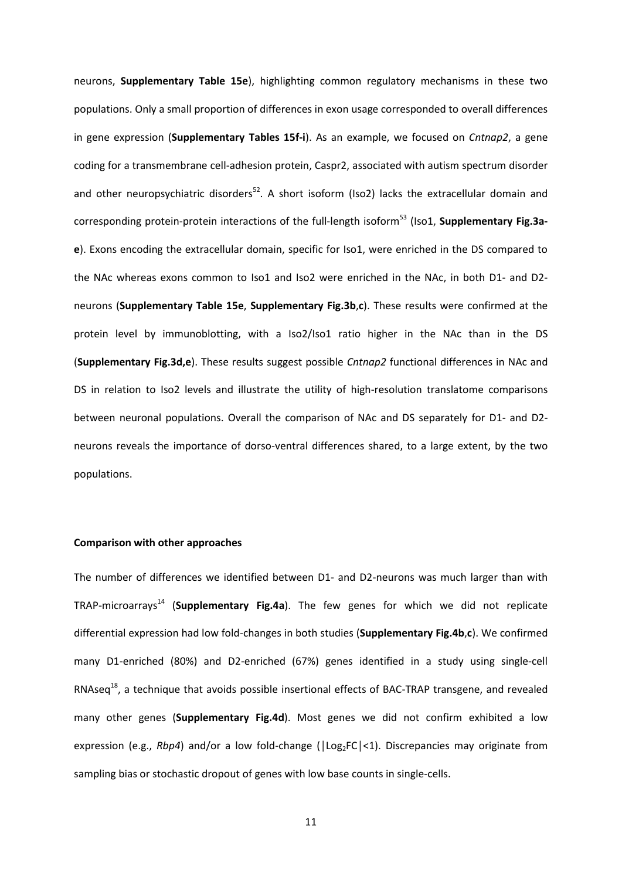neurons, **Supplementary Table 15e**), highlighting common regulatory mechanisms in these two populations. Only a small proportion of differences in exon usage corresponded to overall differences in gene expression (**Supplementary Tables 15f-i**). As an example, we focused on *Cntnap2*, a gene coding for a transmembrane cell-adhesion protein, Caspr2, associated with autism spectrum disorder and other neuropsychiatric disorders[52]. A short isoform (Iso2) lacks the extracellular domain and corresponding protein-protein interactions of the full-length isoform[53] (Iso1, **Supplementary Fig.3a-e**). Exons encoding the extracellular domain, specific for Iso1, were enriched in the DS compared to the NAc whereas exons common to Iso1 and Iso2 were enriched in the NAc, in both D1- and D2-neurons (**Supplementary Table 15e**, **Supplementary Fig.3b**,**c**). These results were confirmed at the protein level by immunoblotting, with a Iso2/Iso1 ratio higher in the NAc than in the DS (**Supplementary Fig.3d,e**). These results suggest possible *Cntnap2* functional differences in NAc and DS in relation to Iso2 levels and illustrate the utility of high-resolution translatome comparisons between neuronal populations. Overall the comparison of NAc and DS separately for D1- and D2-neurons reveals the importance of dorso-ventral differences shared, to a large extent, by the two populations.

**Comparison with other approaches**

The number of differences we identified between D1- and D2-neurons was much larger than with TRAP-microarrays[14] (**Supplementary Fig.4a**). The few genes for which we did not replicate differential expression had low fold-changes in both studies (**Supplementary Fig.4b**,**c**). We confirmed many D1-enriched (80%) and D2-enriched (67%) genes identified in a study using single-cell RNAseq[18], a technique that avoids possible insertional effects of BAC-TRAP transgene, and revealed many other genes (**Supplementary Fig.4d**). Most genes we did not confirm exhibited a low expression (e.g., *Rbp4*) and/or a low fold-change ($|\mathrm{Log_2FC}|<1$). Discrepancies may originate from sampling bias or stochastic dropout of genes with low base counts in single-cells.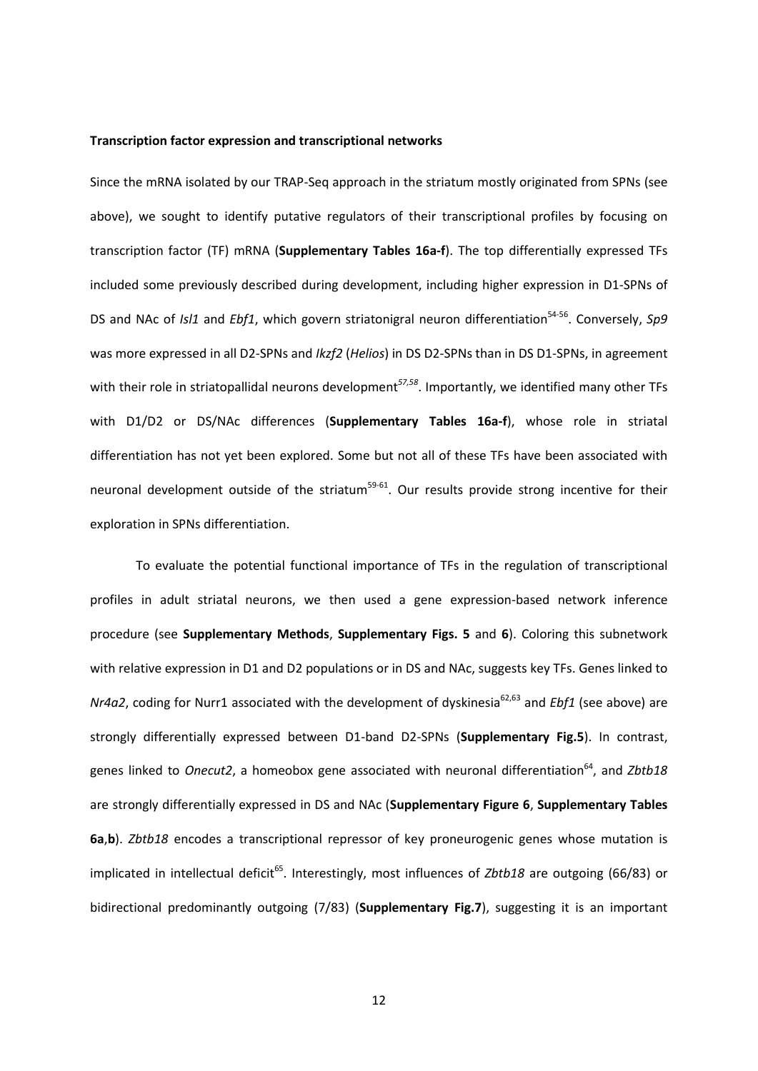**Transcription factor expression and transcriptional networks**

Since the mRNA isolated by our TRAP-Seq approach in the striatum mostly originated from SPNs (see above), we sought to identify putative regulators of their transcriptional profiles by focusing on transcription factor (TF) mRNA (**Supplementary Tables 16a-f**). The top differentially expressed TFs included some previously described during development, including higher expression in D1-SPNs of DS and NAc of *Isl1* and *Ebf1*, which govern striatonigral neuron differentiation[54-56]. Conversely, *Sp9* was more expressed in all D2-SPNs and *Ikzf2* (*Helios*) in DS D2-SPNs than in DS D1-SPNs, in agreement with their role in striatopallidal neurons development[57,58]. Importantly, we identified many other TFs with D1/D2 or DS/NAc differences (**Supplementary Tables 16a-f**), whose role in striatal differentiation has not yet been explored. Some but not all of these TFs have been associated with neuronal development outside of the striatum[59-61]. Our results provide strong incentive for their exploration in SPNs differentiation.

To evaluate the potential functional importance of TFs in the regulation of transcriptional profiles in adult striatal neurons, we then used a gene expression-based network inference procedure (see **Supplementary Methods**, **Supplementary Figs. 5** and **6**). Coloring this subnetwork with relative expression in D1 and D2 populations or in DS and NAc, suggests key TFs. Genes linked to *Nr4a2*, coding for Nurr1 associated with the development of dyskinesia[62,63] and *Ebf1* (see above) are strongly differentially expressed between D1-band D2-SPNs (**Supplementary Fig.5**). In contrast, genes linked to *Onecut2*, a homeobox gene associated with neuronal differentiation[64], and *Zbtb18* are strongly differentially expressed in DS and NAc (**Supplementary Figure 6**, **Supplementary Tables 6a**,**b**). *Zbtb18* encodes a transcriptional repressor of key proneurogenic genes whose mutation is implicated in intellectual deficit[65]. Interestingly, most influences of *Zbtb18* are outgoing (66/83) or bidirectional predominantly outgoing (7/83) (**Supplementary Fig.7**), suggesting it is an important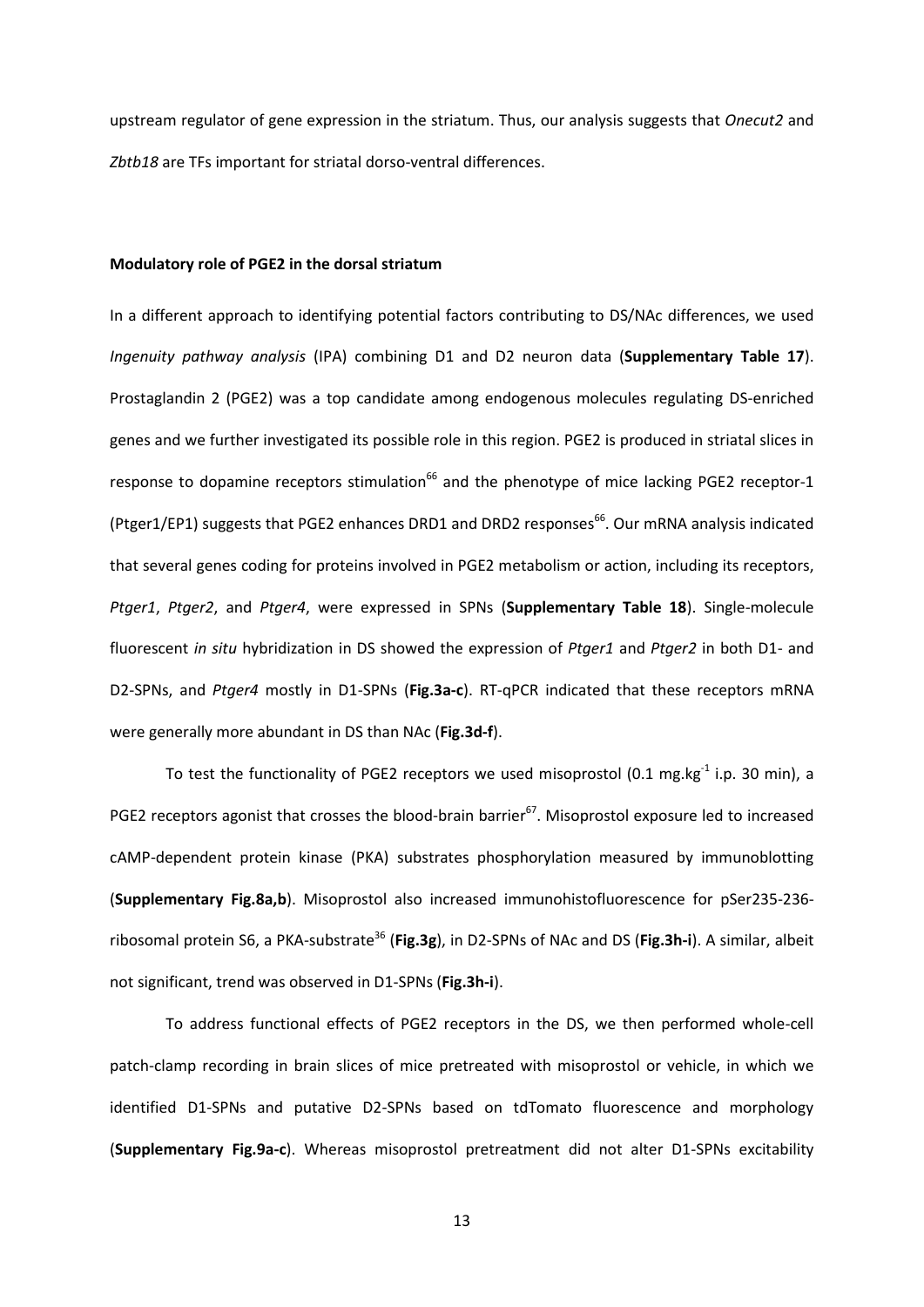upstream regulator of gene expression in the striatum. Thus, our analysis suggests that *Onecut2* and *Zbtb18* are TFs important for striatal dorso-ventral differences.

### Modulatory role of PGE2 in the dorsal striatum

In a different approach to identifying potential factors contributing to DS/NAc differences, we used *Ingenuity pathway analysis* (IPA) combining D1 and D2 neuron data (**Supplementary Table 17**). Prostaglandin 2 (PGE2) was a top candidate among endogenous molecules regulating DS-enriched genes and we further investigated its possible role in this region. PGE2 is produced in striatal slices in response to dopamine receptors stimulation[66] and the phenotype of mice lacking PGE2 receptor-1 (Ptger1/EP1) suggests that PGE2 enhances DRD1 and DRD2 responses[66]. Our mRNA analysis indicated that several genes coding for proteins involved in PGE2 metabolism or action, including its receptors, *Ptger1*, *Ptger2*, and *Ptger4*, were expressed in SPNs (**Supplementary Table 18**). Single-molecule fluorescent *in situ* hybridization in DS showed the expression of *Ptger1* and *Ptger2* in both D1- and D2-SPNs, and *Ptger4* mostly in D1-SPNs (**Fig.3a-c**). RT-qPCR indicated that these receptors mRNA were generally more abundant in DS than NAc (**Fig.3d-f**).

To test the functionality of PGE2 receptors we used misoprostol (0.1 $mg.kg^{-1}$ i.p. 30 min), a PGE2 receptors agonist that crosses the blood-brain barrier[67]. Misoprostol exposure led to increased cAMP-dependent protein kinase (PKA) substrates phosphorylation measured by immunoblotting (**Supplementary Fig.8a,b**). Misoprostol also increased immunohistofluorescence for pSer235-236-ribosomal protein S6, a PKA-substrate[36] (**Fig.3g**), in D2-SPNs of NAc and DS (**Fig.3h-i**). A similar, albeit not significant, trend was observed in D1-SPNs (**Fig.3h-i**).

To address functional effects of PGE2 receptors in the DS, we then performed whole-cell patch-clamp recording in brain slices of mice pretreated with misoprostol or vehicle, in which we identified D1-SPNs and putative D2-SPNs based on tdTomato fluorescence and morphology (**Supplementary Fig.9a-c**). Whereas misoprostol pretreatment did not alter D1-SPNs excitability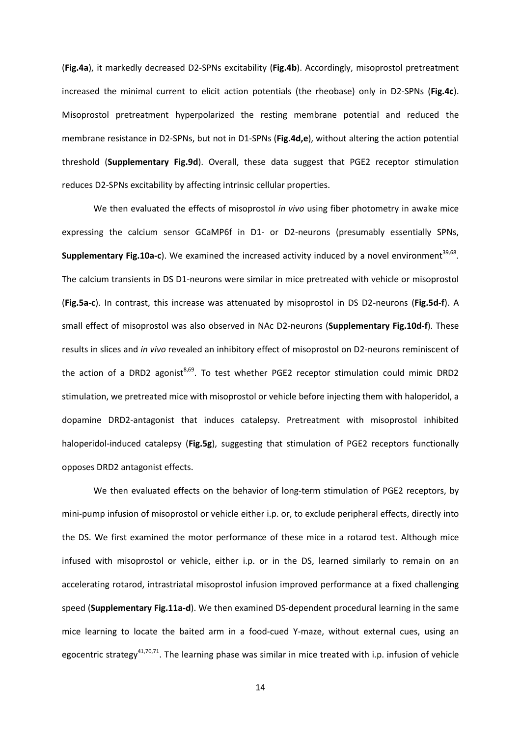(**Fig.4a**), it markedly decreased D2-SPNs excitability (**Fig.4b**). Accordingly, misoprostol pretreatment increased the minimal current to elicit action potentials (the rheobase) only in D2-SPNs (**Fig.4c**). Misoprostol pretreatment hyperpolarized the resting membrane potential and reduced the membrane resistance in D2-SPNs, but not in D1-SPNs (**Fig.4d,e**), without altering the action potential threshold (**Supplementary Fig.9d**). Overall, these data suggest that PGE2 receptor stimulation reduces D2-SPNs excitability by affecting intrinsic cellular properties.

We then evaluated the effects of misoprostol *in vivo* using fiber photometry in awake mice expressing the calcium sensor GCaMP6f in D1- or D2-neurons (presumably essentially SPNs, **Supplementary Fig.10a-c**). We examined the increased activity induced by a novel environment[39,68]. The calcium transients in DS D1-neurons were similar in mice pretreated with vehicle or misoprostol (**Fig.5a-c**). In contrast, this increase was attenuated by misoprostol in DS D2-neurons (**Fig.5d-f**). A small effect of misoprostol was also observed in NAc D2-neurons (**Supplementary Fig.10d-f**). These results in slices and *in vivo* revealed an inhibitory effect of misoprostol on D2-neurons reminiscent of the action of a DRD2 agonist[8,69]. To test whether PGE2 receptor stimulation could mimic DRD2 stimulation, we pretreated mice with misoprostol or vehicle before injecting them with haloperidol, a dopamine DRD2-antagonist that induces catalepsy. Pretreatment with misoprostol inhibited haloperidol-induced catalepsy (**Fig.5g**), suggesting that stimulation of PGE2 receptors functionally opposes DRD2 antagonist effects.

We then evaluated effects on the behavior of long-term stimulation of PGE2 receptors, by mini-pump infusion of misoprostol or vehicle either i.p. or, to exclude peripheral effects, directly into the DS. We first examined the motor performance of these mice in a rotarod test. Although mice infused with misoprostol or vehicle, either i.p. or in the DS, learned similarly to remain on an accelerating rotarod, intrastriatal misoprostol infusion improved performance at a fixed challenging speed (**Supplementary Fig.11a-d**). We then examined DS-dependent procedural learning in the same mice learning to locate the baited arm in a food-cued Y-maze, without external cues, using an egocentric strategy[41,70,71]. The learning phase was similar in mice treated with i.p. infusion of vehicle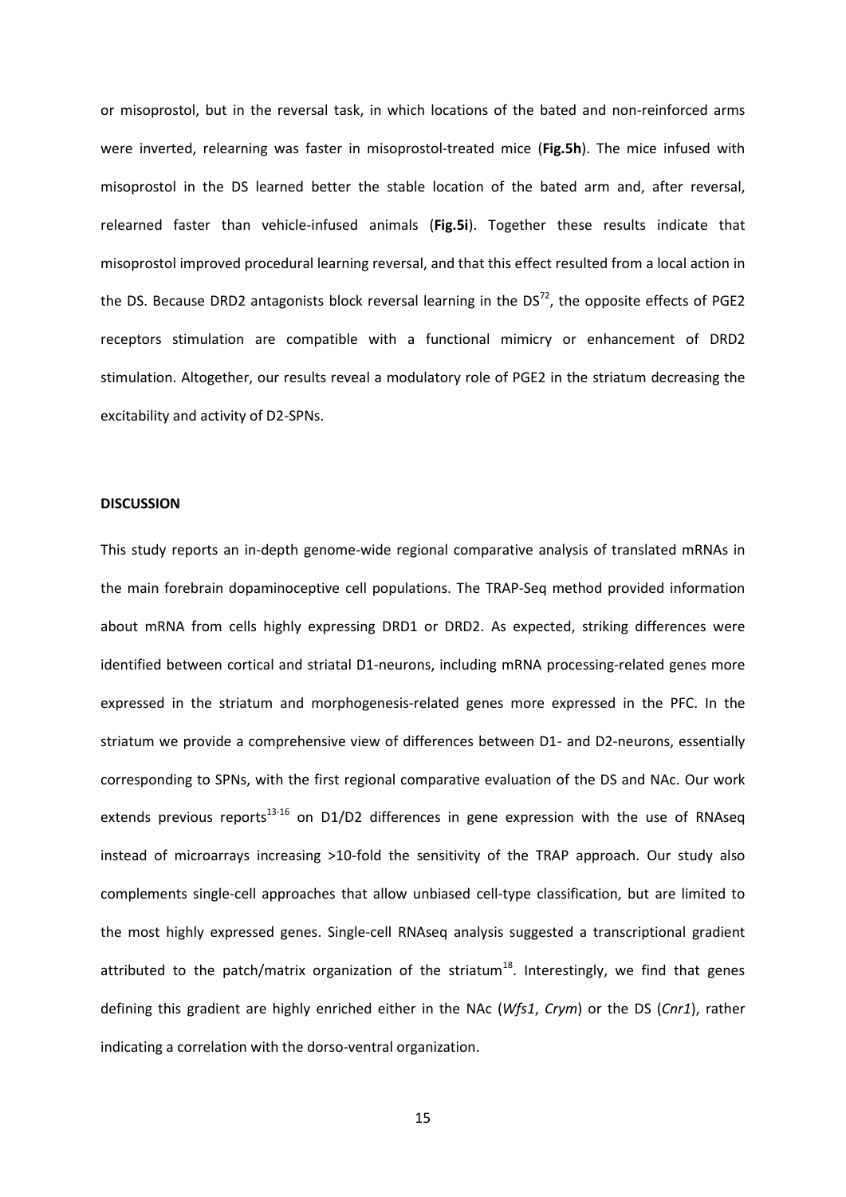or misoprostol, but in the reversal task, in which locations of the bated and non-reinforced arms were inverted, relearning was faster in misoprostol-treated mice (**Fig.5h**). The mice infused with misoprostol in the DS learned better the stable location of the bated arm and, after reversal, relearned faster than vehicle-infused animals (**Fig.5i**). Together these results indicate that misoprostol improved procedural learning reversal, and that this effect resulted from a local action in the DS. Because DRD2 antagonists block reversal learning in the DS[72], the opposite effects of PGE2 receptors stimulation are compatible with a functional mimicry or enhancement of DRD2 stimulation. Altogether, our results reveal a modulatory role of PGE2 in the striatum decreasing the excitability and activity of D2-SPNs.

## DISCUSSION

This study reports an in-depth genome-wide regional comparative analysis of translated mRNAs in the main forebrain dopaminoceptive cell populations. The TRAP-Seq method provided information about mRNA from cells highly expressing DRD1 or DRD2. As expected, striking differences were identified between cortical and striatal D1-neurons, including mRNA processing-related genes more expressed in the striatum and morphogenesis-related genes more expressed in the PFC. In the striatum we provide a comprehensive view of differences between D1- and D2-neurons, essentially corresponding to SPNs, with the first regional comparative evaluation of the DS and NAc. Our work extends previous reports[13-16] on D1/D2 differences in gene expression with the use of RNAseq instead of microarrays increasing >10-fold the sensitivity of the TRAP approach. Our study also complements single-cell approaches that allow unbiased cell-type classification, but are limited to the most highly expressed genes. Single-cell RNAseq analysis suggested a transcriptional gradient attributed to the patch/matrix organization of the striatum[18]. Interestingly, we find that genes defining this gradient are highly enriched either in the NAc (*Wfs1*, *Crym*) or the DS (*Cnr1*), rather indicating a correlation with the dorso-ventral organization.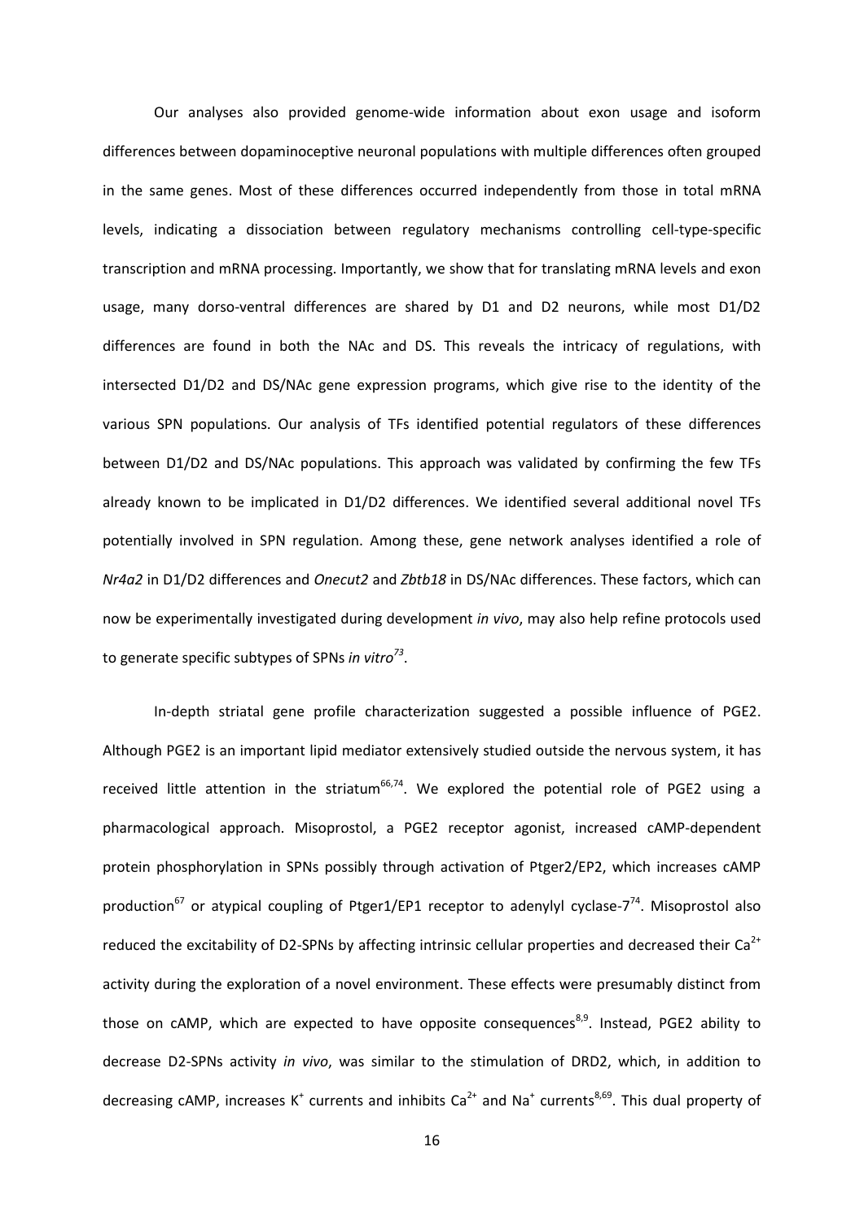Our analyses also provided genome-wide information about exon usage and isoform differences between dopaminoceptive neuronal populations with multiple differences often grouped in the same genes. Most of these differences occurred independently from those in total mRNA levels, indicating a dissociation between regulatory mechanisms controlling cell-type-specific transcription and mRNA processing. Importantly, we show that for translating mRNA levels and exon usage, many dorso-ventral differences are shared by D1 and D2 neurons, while most D1/D2 differences are found in both the NAc and DS. This reveals the intricacy of regulations, with intersected D1/D2 and DS/NAc gene expression programs, which give rise to the identity of the various SPN populations. Our analysis of TFs identified potential regulators of these differences between D1/D2 and DS/NAc populations. This approach was validated by confirming the few TFs already known to be implicated in D1/D2 differences. We identified several additional novel TFs potentially involved in SPN regulation. Among these, gene network analyses identified a role of *Nr4a2* in D1/D2 differences and *Onecut2* and *Zbtb18* in DS/NAc differences. These factors, which can now be experimentally investigated during development *in vivo*, may also help refine protocols used to generate specific subtypes of SPNs *in vitro*[73].

In-depth striatal gene profile characterization suggested a possible influence of PGE2. Although PGE2 is an important lipid mediator extensively studied outside the nervous system, it has received little attention in the striatum[66,74]. We explored the potential role of PGE2 using a pharmacological approach. Misoprostol, a PGE2 receptor agonist, increased cAMP-dependent protein phosphorylation in SPNs possibly through activation of Ptger2/EP2, which increases cAMP production[67] or atypical coupling of Ptger1/EP1 receptor to adenylyl cyclase-7[74]. Misoprostol also reduced the excitability of D2-SPNs by affecting intrinsic cellular properties and decreased their $Ca^{2+}$ activity during the exploration of a novel environment. These effects were presumably distinct from those on cAMP, which are expected to have opposite consequences[8,9]. Instead, PGE2 ability to decrease D2-SPNs activity *in vivo*, was similar to the stimulation of DRD2, which, in addition to decreasing cAMP, increases $K^+$ currents and inhibits $Ca^{2+}$ and $Na^+$ currents[8,69]. This dual property of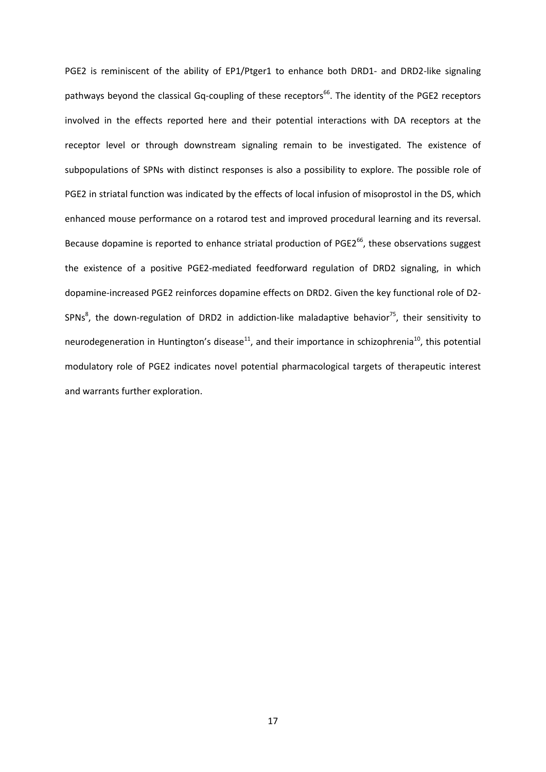PGE2 is reminiscent of the ability of EP1/Ptger1 to enhance both DRD1- and DRD2-like signaling pathways beyond the classical Gq-coupling of these receptors[66]. The identity of the PGE2 receptors involved in the effects reported here and their potential interactions with DA receptors at the receptor level or through downstream signaling remain to be investigated. The existence of subpopulations of SPNs with distinct responses is also a possibility to explore. The possible role of PGE2 in striatal function was indicated by the effects of local infusion of misoprostol in the DS, which enhanced mouse performance on a rotarod test and improved procedural learning and its reversal. Because dopamine is reported to enhance striatal production of PGE2[66], these observations suggest the existence of a positive PGE2-mediated feedforward regulation of DRD2 signaling, in which dopamine-increased PGE2 reinforces dopamine effects on DRD2. Given the key functional role of D2-SPNs[8], the down-regulation of DRD2 in addiction-like maladaptive behavior[75], their sensitivity to neurodegeneration in Huntington's disease[11], and their importance in schizophrenia[10], this potential modulatory role of PGE2 indicates novel potential pharmacological targets of therapeutic interest and warrants further exploration.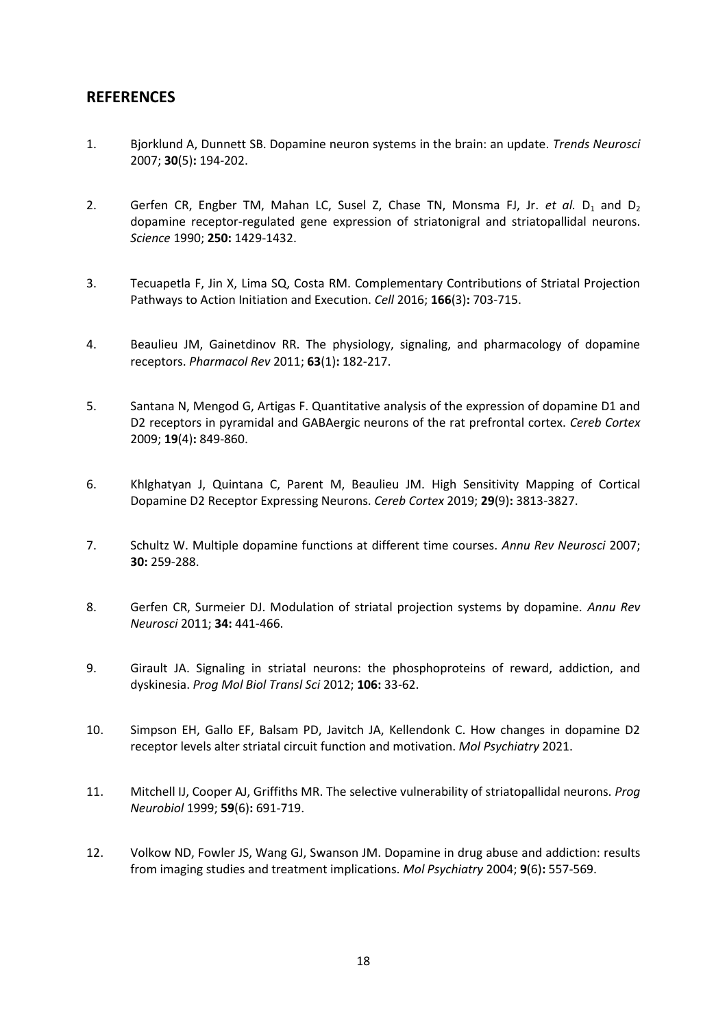## REFERENCES

1. Bjorklund A, Dunnett SB. Dopamine neuron systems in the brain: an update. *Trends Neurosci* 2007; **30**(5)**:** 194-202.

2. Gerfen CR, Engber TM, Mahan LC, Susel Z, Chase TN, Monsma FJ, Jr. *et al.* $D_1$ and $D_2$ dopamine receptor-regulated gene expression of striatonigral and striatopallidal neurons. *Science* 1990; **250:** 1429-1432.

3. Tecuapetla F, Jin X, Lima SQ, Costa RM. Complementary Contributions of Striatal Projection Pathways to Action Initiation and Execution. *Cell* 2016; **166**(3)**:** 703-715.

4. Beaulieu JM, Gainetdinov RR. The physiology, signaling, and pharmacology of dopamine receptors. *Pharmacol Rev* 2011; **63**(1)**:** 182-217.

5. Santana N, Mengod G, Artigas F. Quantitative analysis of the expression of dopamine D1 and D2 receptors in pyramidal and GABAergic neurons of the rat prefrontal cortex. *Cereb Cortex* 2009; **19**(4)**:** 849-860.

6. Khlghatyan J, Quintana C, Parent M, Beaulieu JM. High Sensitivity Mapping of Cortical Dopamine D2 Receptor Expressing Neurons. *Cereb Cortex* 2019; **29**(9)**:** 3813-3827.

7. Schultz W. Multiple dopamine functions at different time courses. *Annu Rev Neurosci* 2007; **30:** 259-288.

8. Gerfen CR, Surmeier DJ. Modulation of striatal projection systems by dopamine. *Annu Rev Neurosci* 2011; **34:** 441-466.

9. Girault JA. Signaling in striatal neurons: the phosphoproteins of reward, addiction, and dyskinesia. *Prog Mol Biol Transl Sci* 2012; **106:** 33-62.

10. Simpson EH, Gallo EF, Balsam PD, Javitch JA, Kellendonk C. How changes in dopamine D2 receptor levels alter striatal circuit function and motivation. *Mol Psychiatry* 2021.

11. Mitchell IJ, Cooper AJ, Griffiths MR. The selective vulnerability of striatopallidal neurons. *Prog Neurobiol* 1999; **59**(6)**:** 691-719.

12. Volkow ND, Fowler JS, Wang GJ, Swanson JM. Dopamine in drug abuse and addiction: results from imaging studies and treatment implications. *Mol Psychiatry* 2004; **9**(6)**:** 557-569.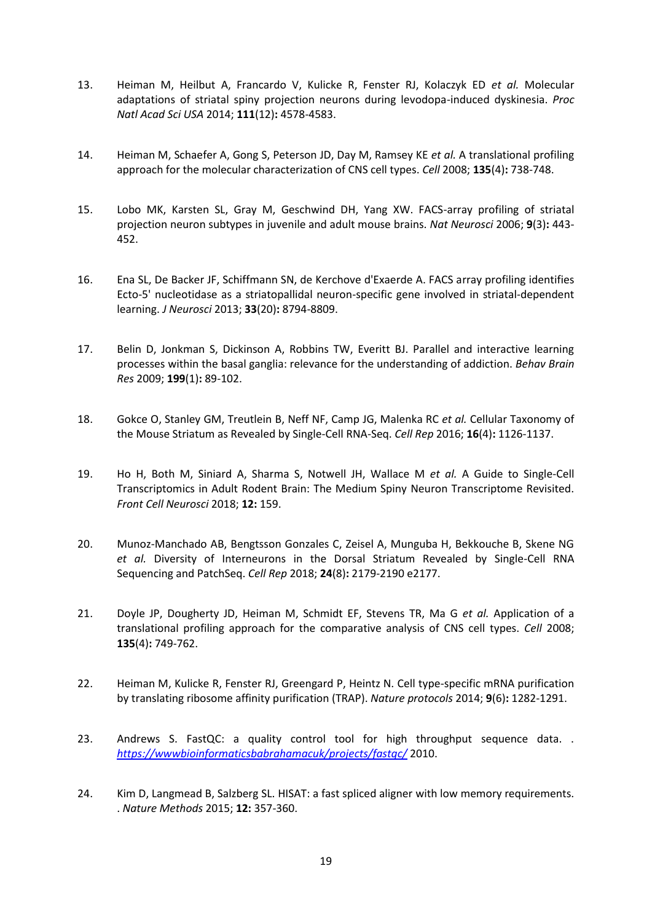13. Heiman M, Heilbut A, Francardo V, Kulicke R, Fenster RJ, Kolaczyk ED *et al.* Molecular adaptations of striatal spiny projection neurons during levodopa-induced dyskinesia. *Proc Natl Acad Sci USA* 2014; **111**(12)**:** 4578-4583.

14. Heiman M, Schaefer A, Gong S, Peterson JD, Day M, Ramsey KE *et al.* A translational profiling approach for the molecular characterization of CNS cell types. *Cell* 2008; **135**(4)**:** 738-748.

15. Lobo MK, Karsten SL, Gray M, Geschwind DH, Yang XW. FACS-array profiling of striatal projection neuron subtypes in juvenile and adult mouse brains. *Nat Neurosci* 2006; **9**(3)**:** 443-452.

16. Ena SL, De Backer JF, Schiffmann SN, de Kerchove d'Exaerde A. FACS array profiling identifies Ecto-5' nucleotidase as a striatopallidal neuron-specific gene involved in striatal-dependent learning. *J Neurosci* 2013; **33**(20)**:** 8794-8809.

17. Belin D, Jonkman S, Dickinson A, Robbins TW, Everitt BJ. Parallel and interactive learning processes within the basal ganglia: relevance for the understanding of addiction. *Behav Brain Res* 2009; **199**(1)**:** 89-102.

18. Gokce O, Stanley GM, Treutlein B, Neff NF, Camp JG, Malenka RC *et al.* Cellular Taxonomy of the Mouse Striatum as Revealed by Single-Cell RNA-Seq. *Cell Rep* 2016; **16**(4)**:** 1126-1137.

19. Ho H, Both M, Siniard A, Sharma S, Notwell JH, Wallace M *et al.* A Guide to Single-Cell Transcriptomics in Adult Rodent Brain: The Medium Spiny Neuron Transcriptome Revisited. *Front Cell Neurosci* 2018; **12:** 159.

20. Munoz-Manchado AB, Bengtsson Gonzales C, Zeisel A, Munguba H, Bekkouche B, Skene NG *et al.* Diversity of Interneurons in the Dorsal Striatum Revealed by Single-Cell RNA Sequencing and PatchSeq. *Cell Rep* 2018; **24**(8)**:** 2179-2190 e2177.

21. Doyle JP, Dougherty JD, Heiman M, Schmidt EF, Stevens TR, Ma G *et al.* Application of a translational profiling approach for the comparative analysis of CNS cell types. *Cell* 2008; **135**(4)**:** 749-762.

22. Heiman M, Kulicke R, Fenster RJ, Greengard P, Heintz N. Cell type-specific mRNA purification by translating ribosome affinity purification (TRAP). *Nature protocols* 2014; **9**(6)**:** 1282-1291.

23. Andrews S. FastQC: a quality control tool for high throughput sequence data. . *https://wwwbioinformaticsbabrahamacuk/projects/fastqc/* 2010.

24. Kim D, Langmead B, Salzberg SL. HISAT: a fast spliced aligner with low memory requirements. . *Nature Methods* 2015; **12:** 357-360.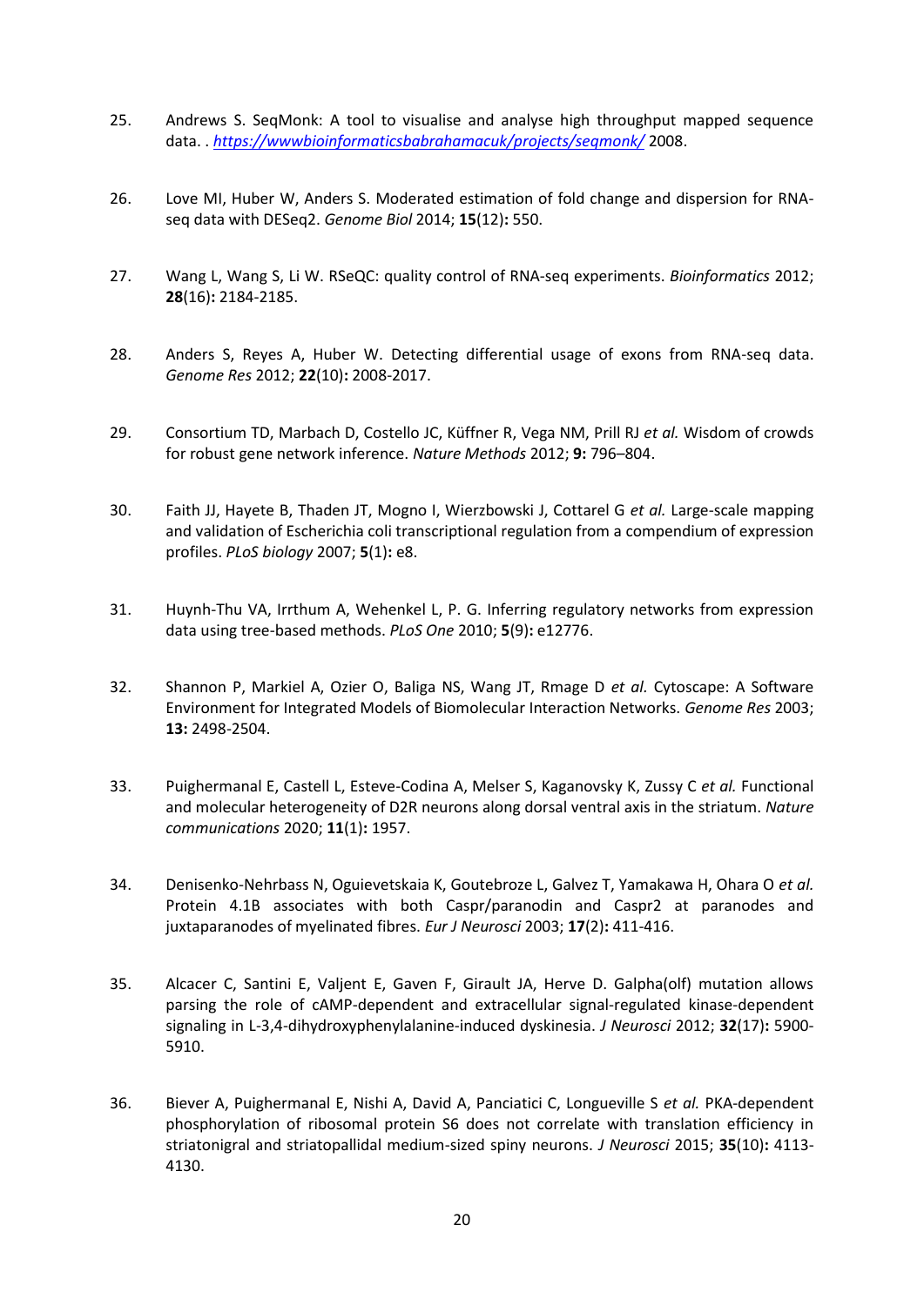25. Andrews S. SeqMonk: A tool to visualise and analyse high throughput mapped sequence data. . *https://wwwbioinformaticsbabrahamacuk/projects/seqmonk/* 2008.

26. Love MI, Huber W, Anders S. Moderated estimation of fold change and dispersion for RNA-seq data with DESeq2. *Genome Biol* 2014; **15**(12)**:** 550.

27. Wang L, Wang S, Li W. RSeQC: quality control of RNA-seq experiments. *Bioinformatics* 2012; **28**(16)**:** 2184-2185.

28. Anders S, Reyes A, Huber W. Detecting differential usage of exons from RNA-seq data. *Genome Res* 2012; **22**(10)**:** 2008-2017.

29. Consortium TD, Marbach D, Costello JC, Küffner R, Vega NM, Prill RJ *et al.* Wisdom of crowds for robust gene network inference. *Nature Methods* 2012; **9:** 796–804.

30. Faith JJ, Hayete B, Thaden JT, Mogno I, Wierzbowski J, Cottarel G *et al.* Large-scale mapping and validation of Escherichia coli transcriptional regulation from a compendium of expression profiles. *PLoS biology* 2007; **5**(1)**:** e8.

31. Huynh-Thu VA, Irrthum A, Wehenkel L, P. G. Inferring regulatory networks from expression data using tree-based methods. *PLoS One* 2010; **5**(9)**:** e12776.

32. Shannon P, Markiel A, Ozier O, Baliga NS, Wang JT, Rmage D *et al.* Cytoscape: A Software Environment for Integrated Models of Biomolecular Interaction Networks. *Genome Res* 2003; **13:** 2498-2504.

33. Puighermanal E, Castell L, Esteve-Codina A, Melser S, Kaganovsky K, Zussy C *et al.* Functional and molecular heterogeneity of D2R neurons along dorsal ventral axis in the striatum. *Nature communications* 2020; **11**(1)**:** 1957.

34. Denisenko-Nehrbass N, Oguievetskaia K, Goutebroze L, Galvez T, Yamakawa H, Ohara O *et al.* Protein 4.1B associates with both Caspr/paranodin and Caspr2 at paranodes and juxtaparanodes of myelinated fibres. *Eur J Neurosci* 2003; **17**(2)**:** 411-416.

35. Alcacer C, Santini E, Valjent E, Gaven F, Girault JA, Herve D. Galpha(olf) mutation allows parsing the role of cAMP-dependent and extracellular signal-regulated kinase-dependent signaling in L-3,4-dihydroxyphenylalanine-induced dyskinesia. *J Neurosci* 2012; **32**(17)**:** 5900-5910.

36. Biever A, Puighermanal E, Nishi A, David A, Panciatici C, Longueville S *et al.* PKA-dependent phosphorylation of ribosomal protein S6 does not correlate with translation efficiency in striatonigral and striatopallidal medium-sized spiny neurons. *J Neurosci* 2015; **35**(10)**:** 4113-4130.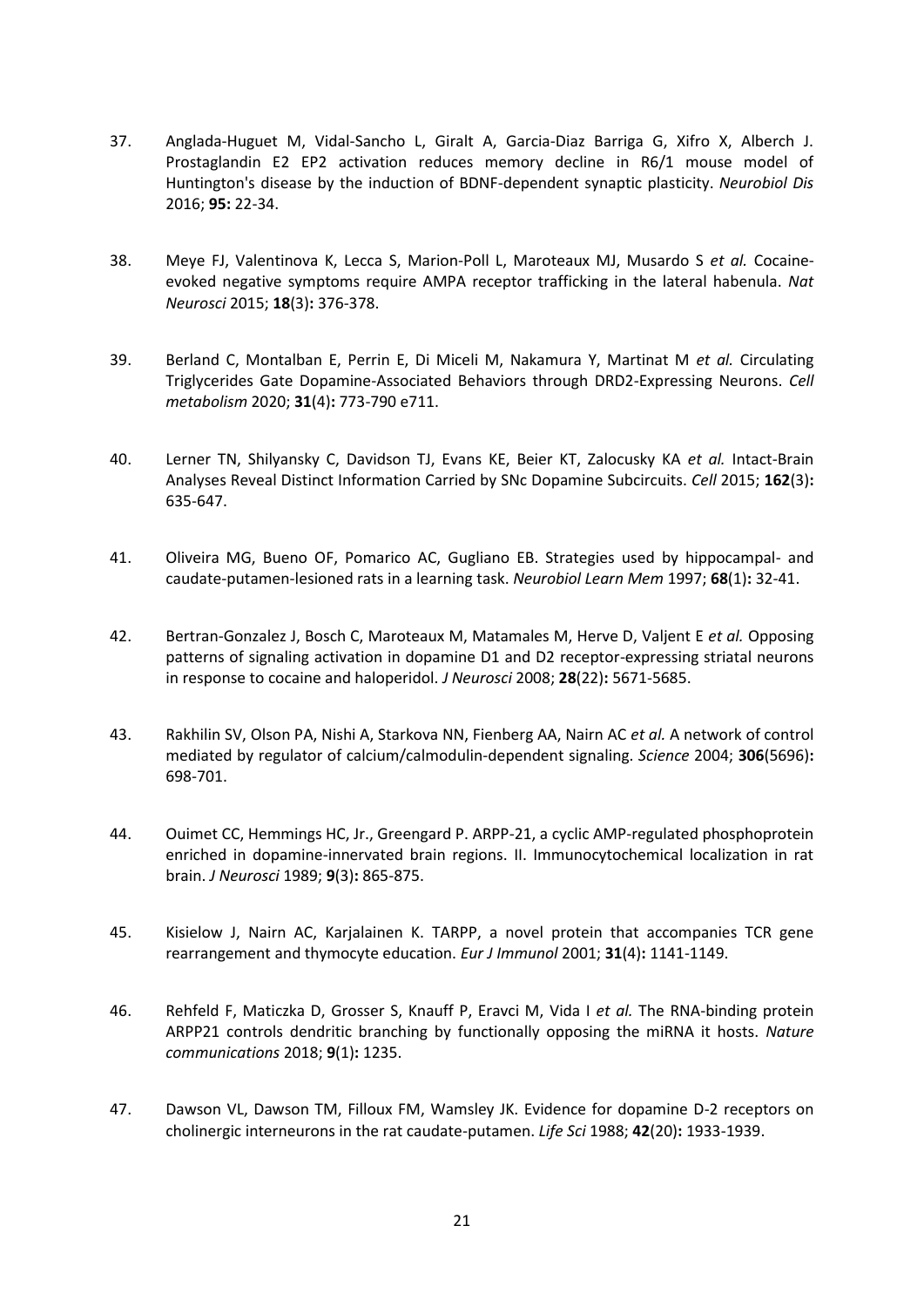37. Anglada-Huguet M, Vidal-Sancho L, Giralt A, Garcia-Diaz Barriga G, Xifro X, Alberch J. Prostaglandin E2 EP2 activation reduces memory decline in R6/1 mouse model of Huntington's disease by the induction of BDNF-dependent synaptic plasticity. *Neurobiol Dis* 2016; **95:** 22-34.

38. Meye FJ, Valentinova K, Lecca S, Marion-Poll L, Maroteaux MJ, Musardo S *et al.* Cocaine-evoked negative symptoms require AMPA receptor trafficking in the lateral habenula. *Nat Neurosci* 2015; **18**(3)**:** 376-378.

39. Berland C, Montalban E, Perrin E, Di Miceli M, Nakamura Y, Martinat M *et al.* Circulating Triglycerides Gate Dopamine-Associated Behaviors through DRD2-Expressing Neurons. *Cell metabolism* 2020; **31**(4)**:** 773-790 e711.

40. Lerner TN, Shilyansky C, Davidson TJ, Evans KE, Beier KT, Zalocusky KA *et al.* Intact-Brain Analyses Reveal Distinct Information Carried by SNc Dopamine Subcircuits. *Cell* 2015; **162**(3)**:** 635-647.

41. Oliveira MG, Bueno OF, Pomarico AC, Gugliano EB. Strategies used by hippocampal- and caudate-putamen-lesioned rats in a learning task. *Neurobiol Learn Mem* 1997; **68**(1)**:** 32-41.

42. Bertran-Gonzalez J, Bosch C, Maroteaux M, Matamales M, Herve D, Valjent E *et al.* Opposing patterns of signaling activation in dopamine D1 and D2 receptor-expressing striatal neurons in response to cocaine and haloperidol. *J Neurosci* 2008; **28**(22)**:** 5671-5685.

43. Rakhilin SV, Olson PA, Nishi A, Starkova NN, Fienberg AA, Nairn AC *et al.* A network of control mediated by regulator of calcium/calmodulin-dependent signaling. *Science* 2004; **306**(5696)**:** 698-701.

44. Ouimet CC, Hemmings HC, Jr., Greengard P. ARPP-21, a cyclic AMP-regulated phosphoprotein enriched in dopamine-innervated brain regions. II. Immunocytochemical localization in rat brain. *J Neurosci* 1989; **9**(3)**:** 865-875.

45. Kisielow J, Nairn AC, Karjalainen K. TARPP, a novel protein that accompanies TCR gene rearrangement and thymocyte education. *Eur J Immunol* 2001; **31**(4)**:** 1141-1149.

46. Rehfeld F, Maticzka D, Grosser S, Knauff P, Eravci M, Vida I *et al.* The RNA-binding protein ARPP21 controls dendritic branching by functionally opposing the miRNA it hosts. *Nature communications* 2018; **9**(1)**:** 1235.

47. Dawson VL, Dawson TM, Filloux FM, Wamsley JK. Evidence for dopamine D-2 receptors on cholinergic interneurons in the rat caudate-putamen. *Life Sci* 1988; **42**(20)**:** 1933-1939.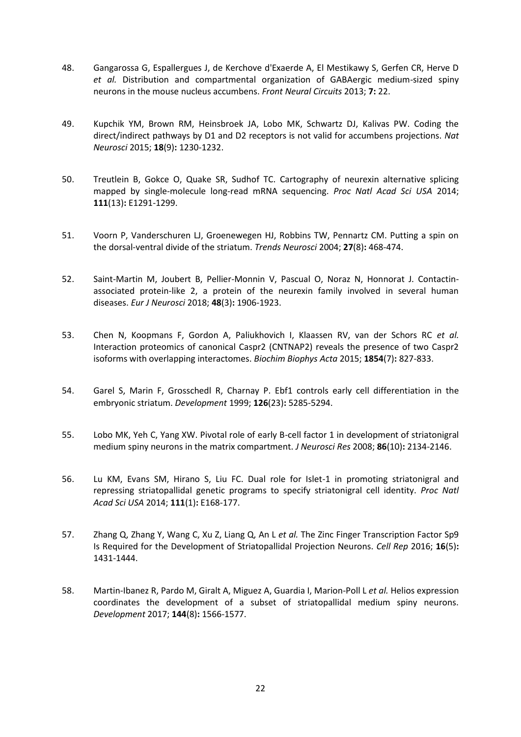48. Gangarossa G, Espallergues J, de Kerchove d'Exaerde A, El Mestikawy S, Gerfen CR, Herve D *et al.* Distribution and compartmental organization of GABAergic medium-sized spiny neurons in the mouse nucleus accumbens. *Front Neural Circuits* 2013; **7:** 22.

49. Kupchik YM, Brown RM, Heinsbroek JA, Lobo MK, Schwartz DJ, Kalivas PW. Coding the direct/indirect pathways by D1 and D2 receptors is not valid for accumbens projections. *Nat Neurosci* 2015; **18**(9)**:** 1230-1232.

50. Treutlein B, Gokce O, Quake SR, Sudhof TC. Cartography of neurexin alternative splicing mapped by single-molecule long-read mRNA sequencing. *Proc Natl Acad Sci USA* 2014; **111**(13)**:** E1291-1299.

51. Voorn P, Vanderschuren LJ, Groenewegen HJ, Robbins TW, Pennartz CM. Putting a spin on the dorsal-ventral divide of the striatum. *Trends Neurosci* 2004; **27**(8)**:** 468-474.

52. Saint-Martin M, Joubert B, Pellier-Monnin V, Pascual O, Noraz N, Honnorat J. Contactin-associated protein-like 2, a protein of the neurexin family involved in several human diseases. *Eur J Neurosci* 2018; **48**(3)**:** 1906-1923.

53. Chen N, Koopmans F, Gordon A, Paliukhovich I, Klaassen RV, van der Schors RC *et al.* Interaction proteomics of canonical Caspr2 (CNTNAP2) reveals the presence of two Caspr2 isoforms with overlapping interactomes. *Biochim Biophys Acta* 2015; **1854**(7)**:** 827-833.

54. Garel S, Marin F, Grosschedl R, Charnay P. Ebf1 controls early cell differentiation in the embryonic striatum. *Development* 1999; **126**(23)**:** 5285-5294.

55. Lobo MK, Yeh C, Yang XW. Pivotal role of early B-cell factor 1 in development of striatonigral medium spiny neurons in the matrix compartment. *J Neurosci Res* 2008; **86**(10)**:** 2134-2146.

56. Lu KM, Evans SM, Hirano S, Liu FC. Dual role for Islet-1 in promoting striatonigral and repressing striatopallidal genetic programs to specify striatonigral cell identity. *Proc Natl Acad Sci USA* 2014; **111**(1)**:** E168-177.

57. Zhang Q, Zhang Y, Wang C, Xu Z, Liang Q, An L *et al.* The Zinc Finger Transcription Factor Sp9 Is Required for the Development of Striatopallidal Projection Neurons. *Cell Rep* 2016; **16**(5)**:** 1431-1444.

58. Martin-Ibanez R, Pardo M, Giralt A, Miguez A, Guardia I, Marion-Poll L *et al.* Helios expression coordinates the development of a subset of striatopallidal medium spiny neurons. *Development* 2017; **144**(8)**:** 1566-1577.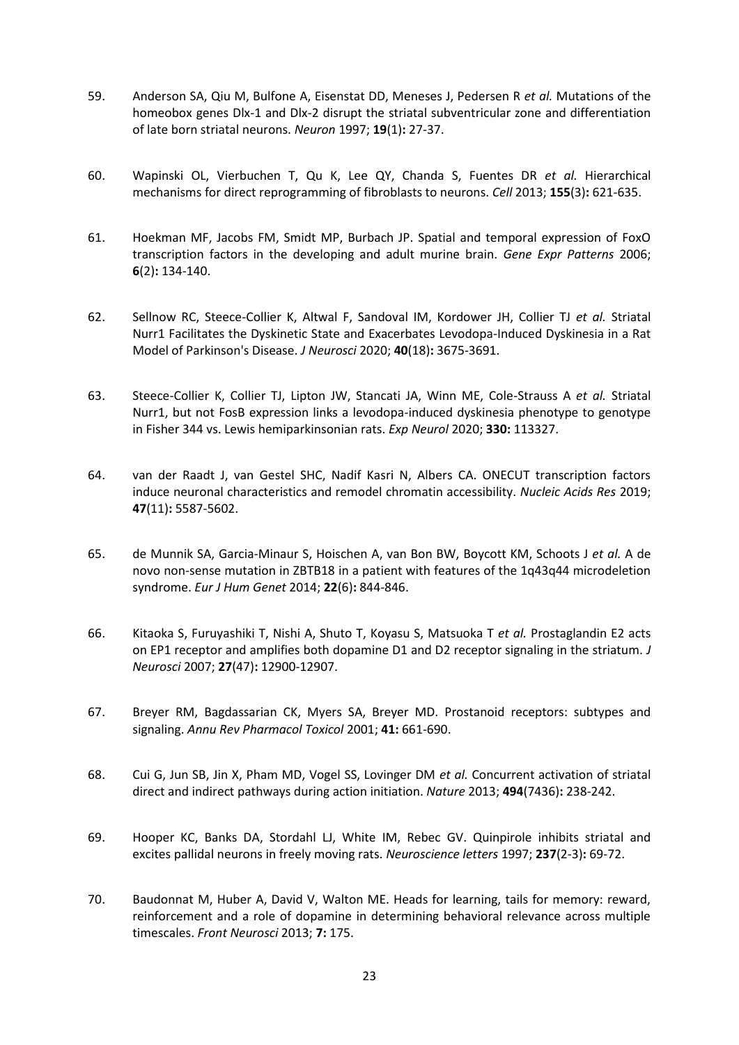59. Anderson SA, Qiu M, Bulfone A, Eisenstat DD, Meneses J, Pedersen R *et al.* Mutations of the homeobox genes Dlx-1 and Dlx-2 disrupt the striatal subventricular zone and differentiation of late born striatal neurons. *Neuron* 1997; **19**(1)**:** 27-37.

60. Wapinski OL, Vierbuchen T, Qu K, Lee QY, Chanda S, Fuentes DR *et al.* Hierarchical mechanisms for direct reprogramming of fibroblasts to neurons. *Cell* 2013; **155**(3)**:** 621-635.

61. Hoekman MF, Jacobs FM, Smidt MP, Burbach JP. Spatial and temporal expression of FoxO transcription factors in the developing and adult murine brain. *Gene Expr Patterns* 2006; **6**(2)**:** 134-140.

62. Sellnow RC, Steece-Collier K, Altwal F, Sandoval IM, Kordower JH, Collier TJ *et al.* Striatal Nurr1 Facilitates the Dyskinetic State and Exacerbates Levodopa-Induced Dyskinesia in a Rat Model of Parkinson's Disease. *J Neurosci* 2020; **40**(18)**:** 3675-3691.

63. Steece-Collier K, Collier TJ, Lipton JW, Stancati JA, Winn ME, Cole-Strauss A *et al.* Striatal Nurr1, but not FosB expression links a levodopa-induced dyskinesia phenotype to genotype in Fisher 344 vs. Lewis hemiparkinsonian rats. *Exp Neurol* 2020; **330:** 113327.

64. van der Raadt J, van Gestel SHC, Nadif Kasri N, Albers CA. ONECUT transcription factors induce neuronal characteristics and remodel chromatin accessibility. *Nucleic Acids Res* 2019; **47**(11)**:** 5587-5602.

65. de Munnik SA, Garcia-Minaur S, Hoischen A, van Bon BW, Boycott KM, Schoots J *et al.* A de novo non-sense mutation in ZBTB18 in a patient with features of the 1q43q44 microdeletion syndrome. *Eur J Hum Genet* 2014; **22**(6)**:** 844-846.

66. Kitaoka S, Furuyashiki T, Nishi A, Shuto T, Koyasu S, Matsuoka T *et al.* Prostaglandin E2 acts on EP1 receptor and amplifies both dopamine D1 and D2 receptor signaling in the striatum. *J Neurosci* 2007; **27**(47)**:** 12900-12907.

67. Breyer RM, Bagdassarian CK, Myers SA, Breyer MD. Prostanoid receptors: subtypes and signaling. *Annu Rev Pharmacol Toxicol* 2001; **41:** 661-690.

68. Cui G, Jun SB, Jin X, Pham MD, Vogel SS, Lovinger DM *et al.* Concurrent activation of striatal direct and indirect pathways during action initiation. *Nature* 2013; **494**(7436)**:** 238-242.

69. Hooper KC, Banks DA, Stordahl LJ, White IM, Rebec GV. Quinpirole inhibits striatal and excites pallidal neurons in freely moving rats. *Neuroscience letters* 1997; **237**(2-3)**:** 69-72.

70. Baudonnat M, Huber A, David V, Walton ME. Heads for learning, tails for memory: reward, reinforcement and a role of dopamine in determining behavioral relevance across multiple timescales. *Front Neurosci* 2013; **7:** 175.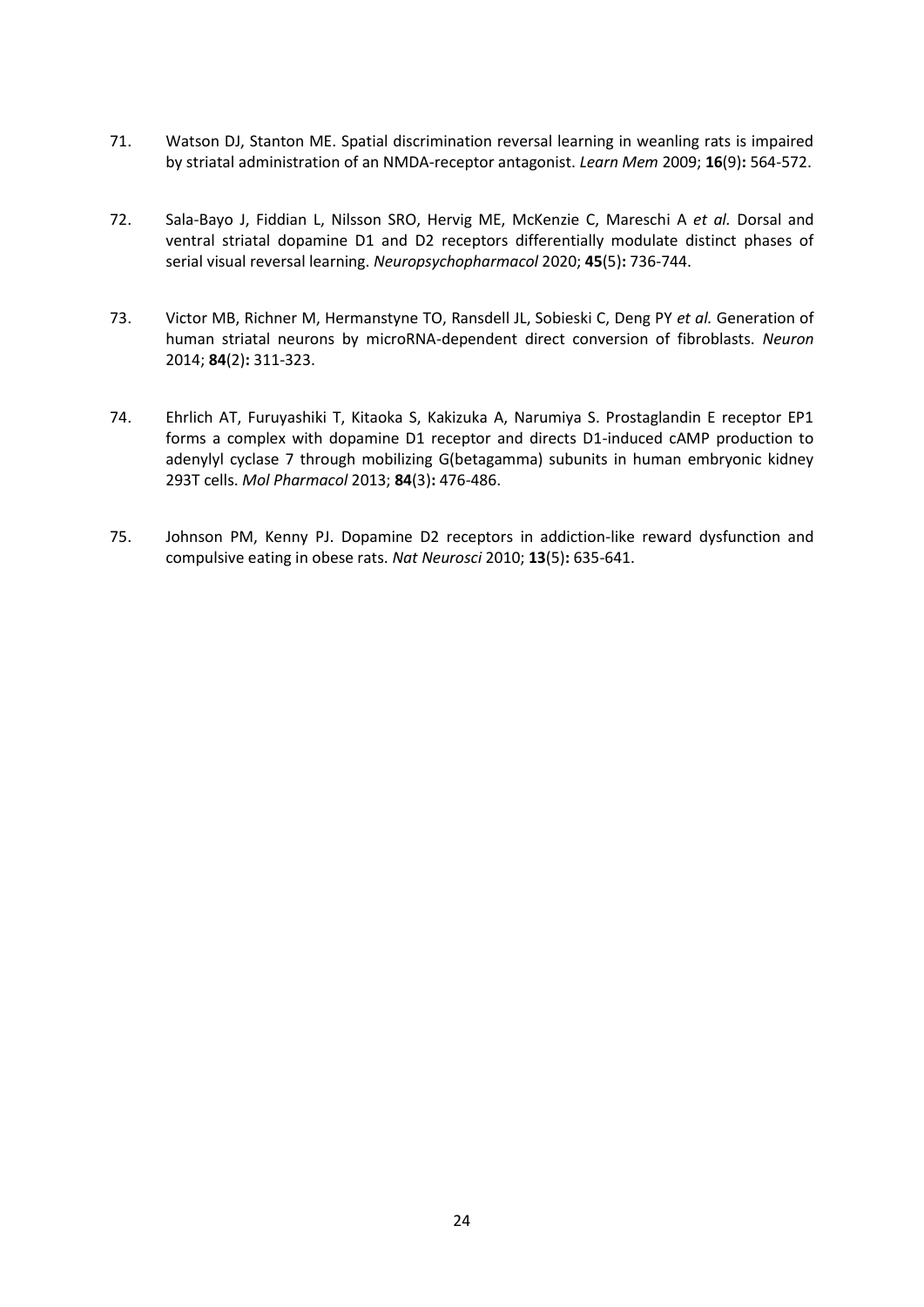71. Watson DJ, Stanton ME. Spatial discrimination reversal learning in weanling rats is impaired by striatal administration of an NMDA-receptor antagonist. *Learn Mem* 2009; **16**(9)**:** 564-572.

72. Sala-Bayo J, Fiddian L, Nilsson SRO, Hervig ME, McKenzie C, Mareschi A *et al.* Dorsal and ventral striatal dopamine D1 and D2 receptors differentially modulate distinct phases of serial visual reversal learning. *Neuropsychopharmacol* 2020; **45**(5)**:** 736-744.

73. Victor MB, Richner M, Hermanstyne TO, Ransdell JL, Sobieski C, Deng PY *et al.* Generation of human striatal neurons by microRNA-dependent direct conversion of fibroblasts. *Neuron* 2014; **84**(2)**:** 311-323.

74. Ehrlich AT, Furuyashiki T, Kitaoka S, Kakizuka A, Narumiya S. Prostaglandin E receptor EP1 forms a complex with dopamine D1 receptor and directs D1-induced cAMP production to adenylyl cyclase 7 through mobilizing G(betagamma) subunits in human embryonic kidney 293T cells. *Mol Pharmacol* 2013; **84**(3)**:** 476-486.

75. Johnson PM, Kenny PJ. Dopamine D2 receptors in addiction-like reward dysfunction and compulsive eating in obese rats. *Nat Neurosci* 2010; **13**(5)**:** 635-641.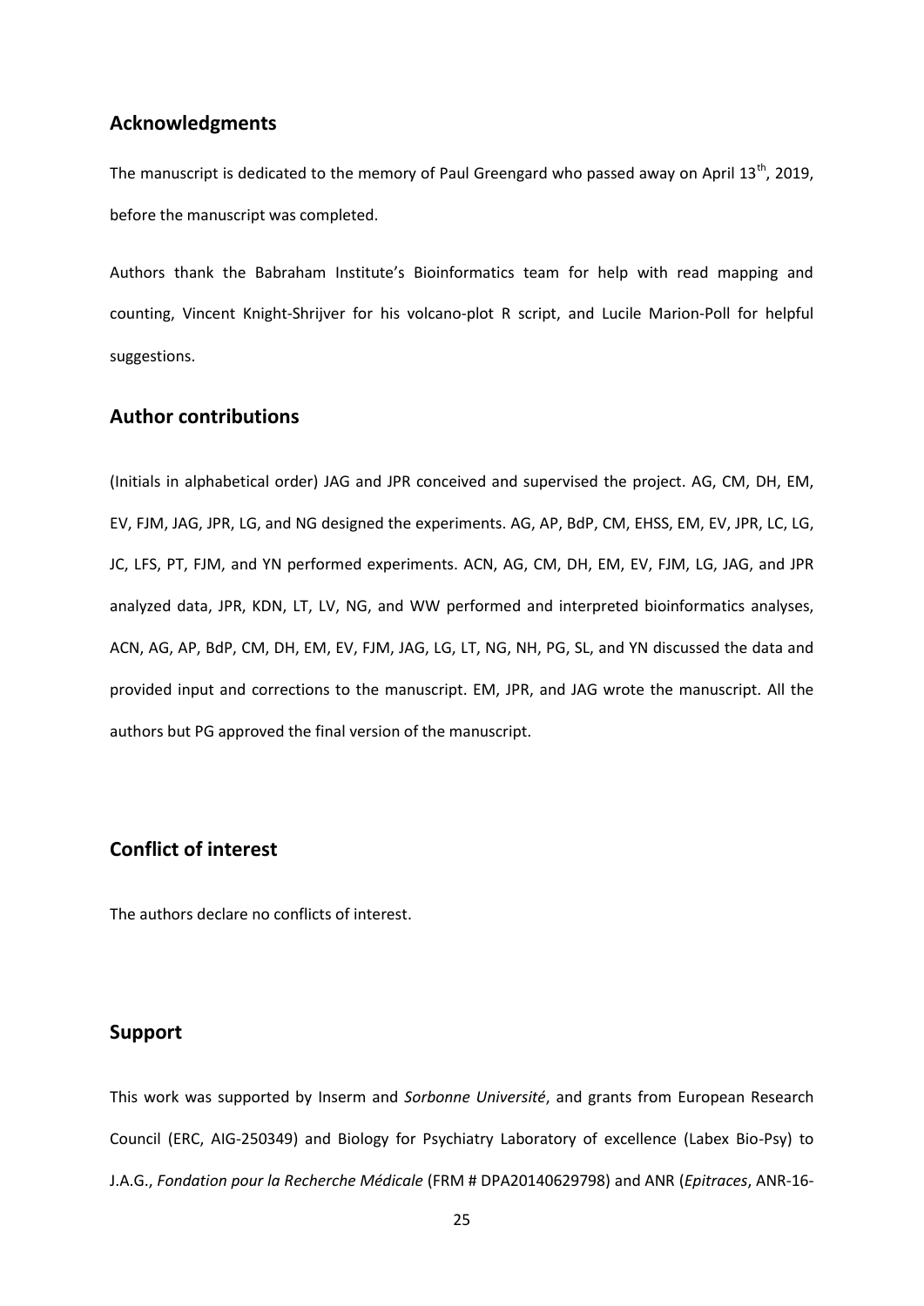## Acknowledgments

The manuscript is dedicated to the memory of Paul Greengard who passed away on April 13th, 2019, before the manuscript was completed.

Authors thank the Babraham Institute's Bioinformatics team for help with read mapping and counting, Vincent Knight-Shrijver for his volcano-plot R script, and Lucile Marion-Poll for helpful suggestions.

## Author contributions

(Initials in alphabetical order) JAG and JPR conceived and supervised the project. AG, CM, DH, EM, EV, FJM, JAG, JPR, LG, and NG designed the experiments. AG, AP, BdP, CM, EHSS, EM, EV, JPR, LC, LG, JC, LFS, PT, FJM, and YN performed experiments. ACN, AG, CM, DH, EM, EV, FJM, LG, JAG, and JPR analyzed data, JPR, KDN, LT, LV, NG, and WW performed and interpreted bioinformatics analyses, ACN, AG, AP, BdP, CM, DH, EM, EV, FJM, JAG, LG, LT, NG, NH, PG, SL, and YN discussed the data and provided input and corrections to the manuscript. EM, JPR, and JAG wrote the manuscript. All the authors but PG approved the final version of the manuscript.

## Conflict of interest

The authors declare no conflicts of interest.

## Support

This work was supported by Inserm and *Sorbonne Université*, and grants from European Research Council (ERC, AIG-250349) and Biology for Psychiatry Laboratory of excellence (Labex Bio-Psy) to J.A.G., *Fondation pour la Recherche Médicale* (FRM # DPA20140629798) and ANR (*Epitraces*, ANR-16-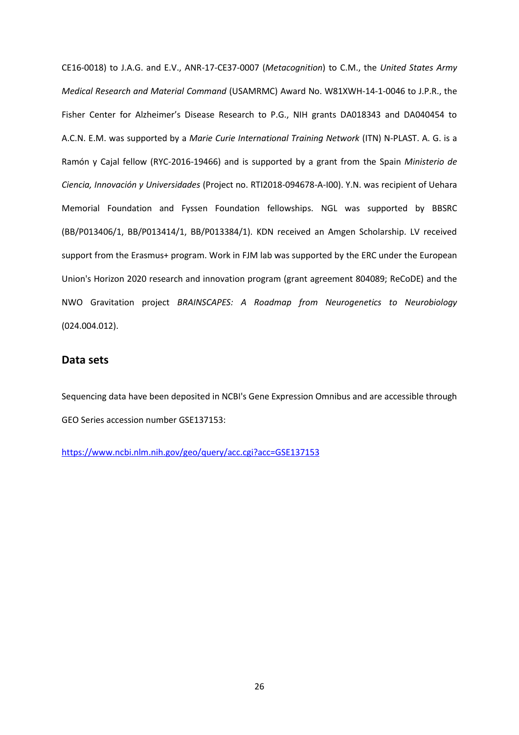CE16-0018) to J.A.G. and E.V., ANR-17-CE37-0007 (*Metacognition*) to C.M., the *United States Army Medical Research and Material Command* (USAMRMC) Award No. W81XWH-14-1-0046 to J.P.R., the Fisher Center for Alzheimer's Disease Research to P.G., NIH grants DA018343 and DA040454 to A.C.N. E.M. was supported by a *Marie Curie International Training Network* (ITN) N-PLAST. A. G. is a Ramón y Cajal fellow (RYC-2016-19466) and is supported by a grant from the Spain *Ministerio de Ciencia, Innovación y Universidades* (Project no. RTI2018-094678-A-I00). Y.N. was recipient of Uehara Memorial Foundation and Fyssen Foundation fellowships. NGL was supported by BBSRC (BB/P013406/1, BB/P013414/1, BB/P013384/1). KDN received an Amgen Scholarship. LV received support from the Erasmus+ program. Work in FJM lab was supported by the ERC under the European Union's Horizon 2020 research and innovation program (grant agreement 804089; ReCoDE) and the NWO Gravitation project *BRAINSCAPES: A Roadmap from Neurogenetics to Neurobiology* (024.004.012).

## Data sets

Sequencing data have been deposited in NCBI's Gene Expression Omnibus and are accessible through GEO Series accession number GSE137153:

https://www.ncbi.nlm.nih.gov/geo/query/acc.cgi?acc=GSE137153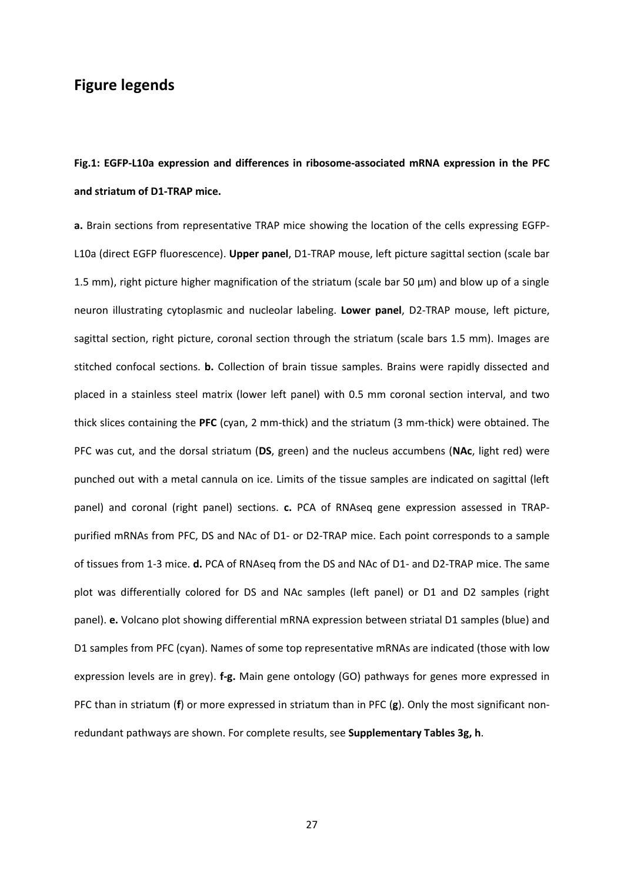## Figure legends

**Fig.1: EGFP-L10a expression and differences in ribosome-associated mRNA expression in the PFC and striatum of D1-TRAP mice.**

**a.** Brain sections from representative TRAP mice showing the location of the cells expressing EGFP-L10a (direct EGFP fluorescence). **Upper panel**, D1-TRAP mouse, left picture sagittal section (scale bar 1.5 mm), right picture higher magnification of the striatum (scale bar 50 µm) and blow up of a single neuron illustrating cytoplasmic and nucleolar labeling. **Lower panel**, D2-TRAP mouse, left picture, sagittal section, right picture, coronal section through the striatum (scale bars 1.5 mm). Images are stitched confocal sections. **b.** Collection of brain tissue samples. Brains were rapidly dissected and placed in a stainless steel matrix (lower left panel) with 0.5 mm coronal section interval, and two thick slices containing the **PFC** (cyan, 2 mm-thick) and the striatum (3 mm-thick) were obtained. The PFC was cut, and the dorsal striatum (**DS**, green) and the nucleus accumbens (**NAc**, light red) were punched out with a metal cannula on ice. Limits of the tissue samples are indicated on sagittal (left panel) and coronal (right panel) sections. **c.** PCA of RNAseq gene expression assessed in TRAP-purified mRNAs from PFC, DS and NAc of D1- or D2-TRAP mice. Each point corresponds to a sample of tissues from 1-3 mice. **d.** PCA of RNAseq from the DS and NAc of D1- and D2-TRAP mice. The same plot was differentially colored for DS and NAc samples (left panel) or D1 and D2 samples (right panel). **e.** Volcano plot showing differential mRNA expression between striatal D1 samples (blue) and D1 samples from PFC (cyan). Names of some top representative mRNAs are indicated (those with low expression levels are in grey). **f-g.** Main gene ontology (GO) pathways for genes more expressed in PFC than in striatum (**f**) or more expressed in striatum than in PFC (**g**). Only the most significant non-redundant pathways are shown. For complete results, see **Supplementary Tables 3g, h**.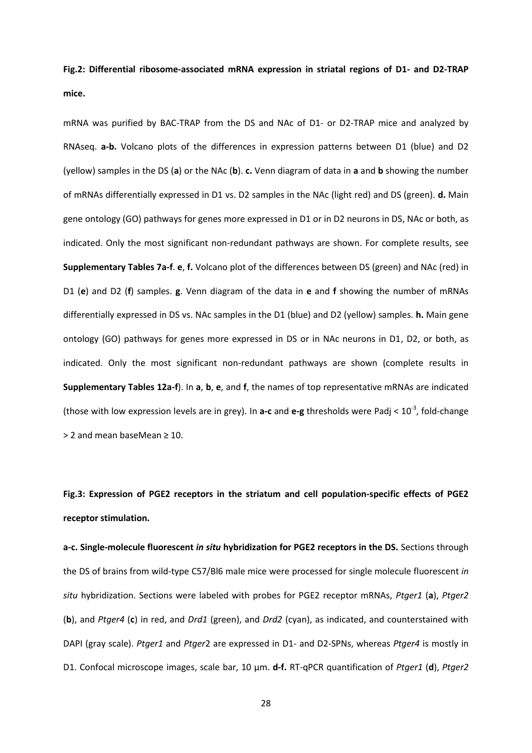**Fig.2: Differential ribosome-associated mRNA expression in striatal regions of D1- and D2-TRAP mice.**

mRNA was purified by BAC-TRAP from the DS and NAc of D1- or D2-TRAP mice and analyzed by RNAseq. **a-b.** Volcano plots of the differences in expression patterns between D1 (blue) and D2 (yellow) samples in the DS (**a**) or the NAc (**b**). **c.** Venn diagram of data in **a** and **b** showing the number of mRNAs differentially expressed in D1 vs. D2 samples in the NAc (light red) and DS (green). **d.** Main gene ontology (GO) pathways for genes more expressed in D1 or in D2 neurons in DS, NAc or both, as indicated. Only the most significant non-redundant pathways are shown. For complete results, see **Supplementary Tables 7a-f**. **e**, **f.** Volcano plot of the differences between DS (green) and NAc (red) in D1 (**e**) and D2 (**f**) samples. **g**. Venn diagram of the data in **e** and **f** showing the number of mRNAs differentially expressed in DS vs. NAc samples in the D1 (blue) and D2 (yellow) samples. **h.** Main gene ontology (GO) pathways for genes more expressed in DS or in NAc neurons in D1, D2, or both, as indicated. Only the most significant non-redundant pathways are shown (complete results in **Supplementary Tables 12a-f**). In **a**, **b**, **e**, and **f**, the names of top representative mRNAs are indicated (those with low expression levels are in grey). In **a-c** and **e-g** thresholds were Padj < $10^{-3}$, fold-change > 2 and mean baseMean ≥ 10.

**Fig.3: Expression of PGE2 receptors in the striatum and cell population-specific effects of PGE2 receptor stimulation.**

**a-c. Single-molecule fluorescent *in situ* hybridization for PGE2 receptors in the DS.** Sections through the DS of brains from wild-type C57/Bl6 male mice were processed for single molecule fluorescent *in situ* hybridization. Sections were labeled with probes for PGE2 receptor mRNAs, *Ptger1* (**a**), *Ptger2* (**b**), and *Ptger4* (**c**) in red, and *Drd1* (green), and *Drd2* (cyan), as indicated, and counterstained with DAPI (gray scale). *Ptger1* and *Ptger*2 are expressed in D1- and D2-SPNs, whereas *Ptger4* is mostly in D1. Confocal microscope images, scale bar, 10 µm. **d-f.** RT-qPCR quantification of *Ptger1* (**d**), *Ptger2*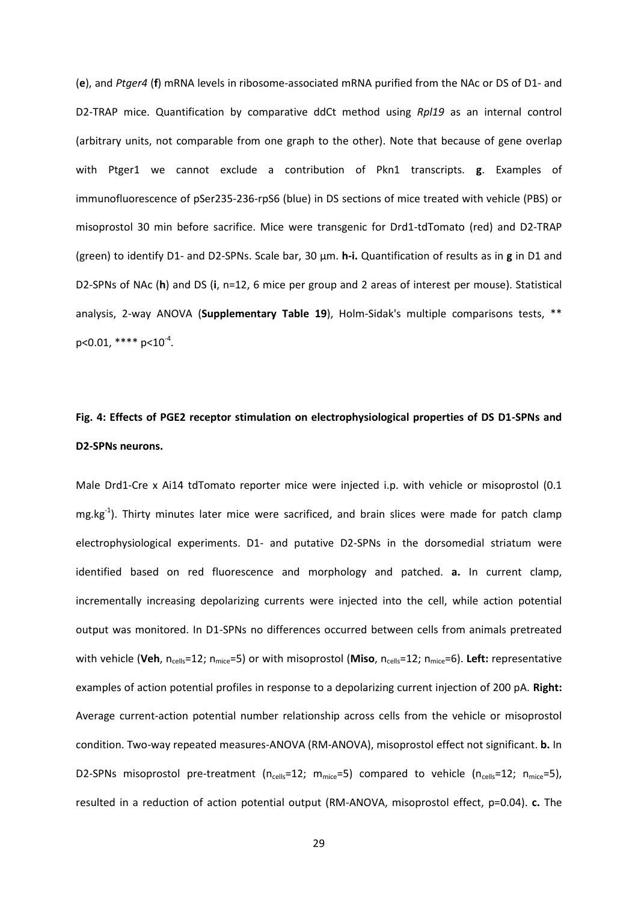(**e**), and *Ptger4* (**f**) mRNA levels in ribosome-associated mRNA purified from the NAc or DS of D1- and D2-TRAP mice. Quantification by comparative ddCt method using *Rpl19* as an internal control (arbitrary units, not comparable from one graph to the other). Note that because of gene overlap with Ptger1 we cannot exclude a contribution of Pkn1 transcripts. **g**. Examples of immunofluorescence of pSer235-236-rpS6 (blue) in DS sections of mice treated with vehicle (PBS) or misoprostol 30 min before sacrifice. Mice were transgenic for Drd1-tdTomato (red) and D2-TRAP (green) to identify D1- and D2-SPNs. Scale bar, 30 µm. **h-i.** Quantification of results as in **g** in D1 and D2-SPNs of NAc (**h**) and DS (**i**, n=12, 6 mice per group and 2 areas of interest per mouse). Statistical analysis, 2-way ANOVA (**Supplementary Table 19**), Holm-Sidak's multiple comparisons tests, ** $p<0.01$, **** $p<10^{-4}$.

**Fig. 4: Effects of PGE2 receptor stimulation on electrophysiological properties of DS D1-SPNs and D2-SPNs neurons.**

Male Drd1-Cre x Ai14 tdTomato reporter mice were injected i.p. with vehicle or misoprostol (0.1 $mg.kg^{-1}$). Thirty minutes later mice were sacrificed, and brain slices were made for patch clamp electrophysiological experiments. D1- and putative D2-SPNs in the dorsomedial striatum were identified based on red fluorescence and morphology and patched. **a.** In current clamp, incrementally increasing depolarizing currents were injected into the cell, while action potential output was monitored. In D1-SPNs no differences occurred between cells from animals pretreated with vehicle (**Veh**, $n_{cells}$=12; $n_{mice}$=5) or with misoprostol (**Miso**, $n_{cells}$=12; $n_{mice}$=6). **Left:** representative examples of action potential profiles in response to a depolarizing current injection of 200 pA. **Right:** Average current-action potential number relationship across cells from the vehicle or misoprostol condition. Two-way repeated measures-ANOVA (RM-ANOVA), misoprostol effect not significant. **b.** In D2-SPNs misoprostol pre-treatment ($n_{cells}$=12; $m_{mice}$=5) compared to vehicle ($n_{cells}$=12; $n_{mice}$=5), resulted in a reduction of action potential output (RM-ANOVA, misoprostol effect, p=0.04). **c.** The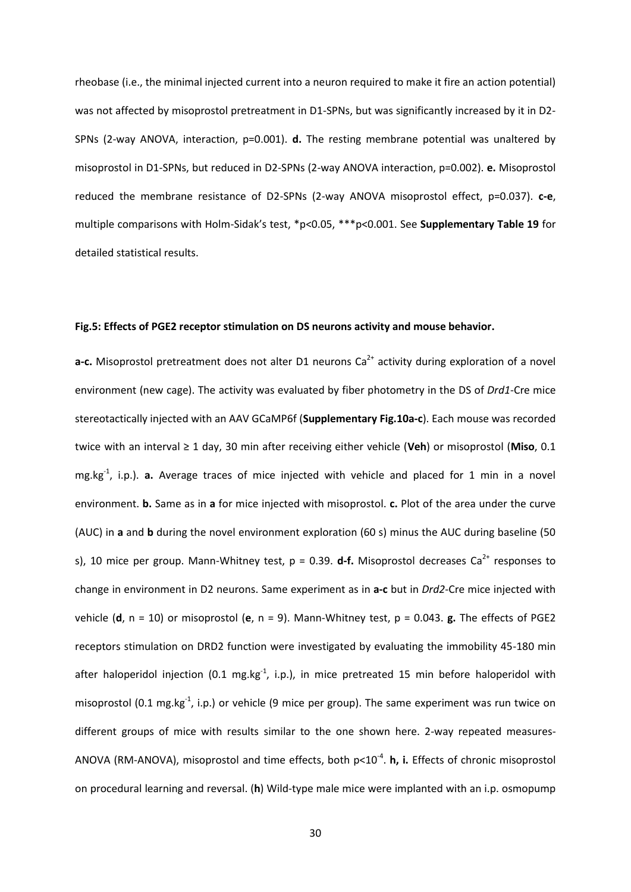rheobase (i.e., the minimal injected current into a neuron required to make it fire an action potential) was not affected by misoprostol pretreatment in D1-SPNs, but was significantly increased by it in D2-SPNs (2-way ANOVA, interaction, p=0.001). **d.** The resting membrane potential was unaltered by misoprostol in D1-SPNs, but reduced in D2-SPNs (2-way ANOVA interaction, p=0.002). **e.** Misoprostol reduced the membrane resistance of D2-SPNs (2-way ANOVA misoprostol effect, p=0.037). **c-e**, multiple comparisons with Holm-Sidak's test, *p<0.05, ***p<0.001. See **Supplementary Table 19** for detailed statistical results.

**Fig.5: Effects of PGE2 receptor stimulation on DS neurons activity and mouse behavior.**

**a-c.** Misoprostol pretreatment does not alter D1 neurons $Ca^{2+}$ activity during exploration of a novel environment (new cage). The activity was evaluated by fiber photometry in the DS of *Drd1*-Cre mice stereotactically injected with an AAV GCaMP6f (**Supplementary Fig.10a-c**). Each mouse was recorded twice with an interval ≥ 1 day, 30 min after receiving either vehicle (**Veh**) or misoprostol (**Miso**, 0.1 mg.kg$^{-1}$, i.p.). **a.** Average traces of mice injected with vehicle and placed for 1 min in a novel environment. **b.** Same as in **a** for mice injected with misoprostol. **c.** Plot of the area under the curve (AUC) in **a** and **b** during the novel environment exploration (60 s) minus the AUC during baseline (50 s), 10 mice per group. Mann-Whitney test, p = 0.39. **d-f.** Misoprostol decreases $Ca^{2+}$ responses to change in environment in D2 neurons. Same experiment as in **a-c** but in *Drd2*-Cre mice injected with vehicle (**d**, n = 10) or misoprostol (**e**, n = 9). Mann-Whitney test, p = 0.043. **g.** The effects of PGE2 receptors stimulation on DRD2 function were investigated by evaluating the immobility 45-180 min after haloperidol injection (0.1 mg.kg$^{-1}$, i.p.), in mice pretreated 15 min before haloperidol with misoprostol (0.1 mg.kg$^{-1}$, i.p.) or vehicle (9 mice per group). The same experiment was run twice on different groups of mice with results similar to the one shown here. 2-way repeated measures-ANOVA (RM-ANOVA), misoprostol and time effects, both $p<10^{-4}$. **h, i.** Effects of chronic misoprostol on procedural learning and reversal. (**h**) Wild-type male mice were implanted with an i.p. osmopump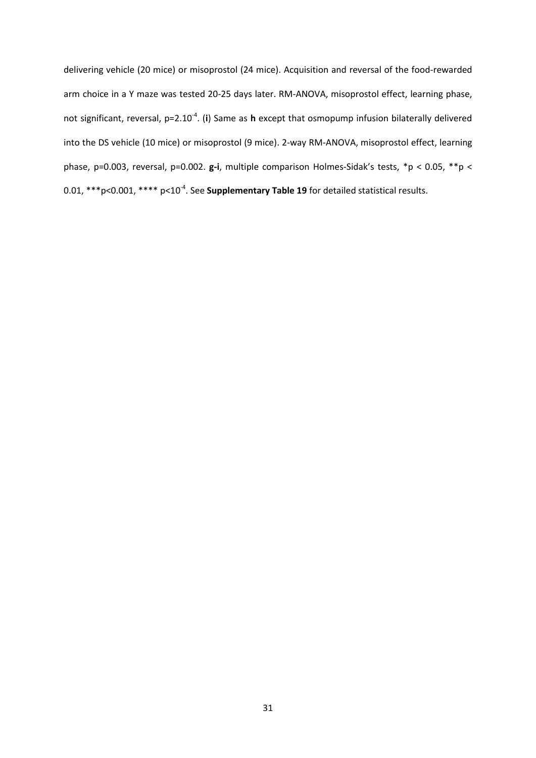delivering vehicle (20 mice) or misoprostol (24 mice). Acquisition and reversal of the food-rewarded arm choice in a Y maze was tested 20-25 days later. RM-ANOVA, misoprostol effect, learning phase, not significant, reversal, $p=2.10^{-4}$. (**i**) Same as **h** except that osmopump infusion bilaterally delivered into the DS vehicle (10 mice) or misoprostol (9 mice). 2-way RM-ANOVA, misoprostol effect, learning phase, $p=0.003$, reversal, $p=0.002$. **g-i**, multiple comparison Holmes-Sidak's tests, *$p < 0.05$, **$p < 0.01$, ***$p<0.001$, **** $p<10^{-4}$. See **Supplementary Table 19** for detailed statistical results.